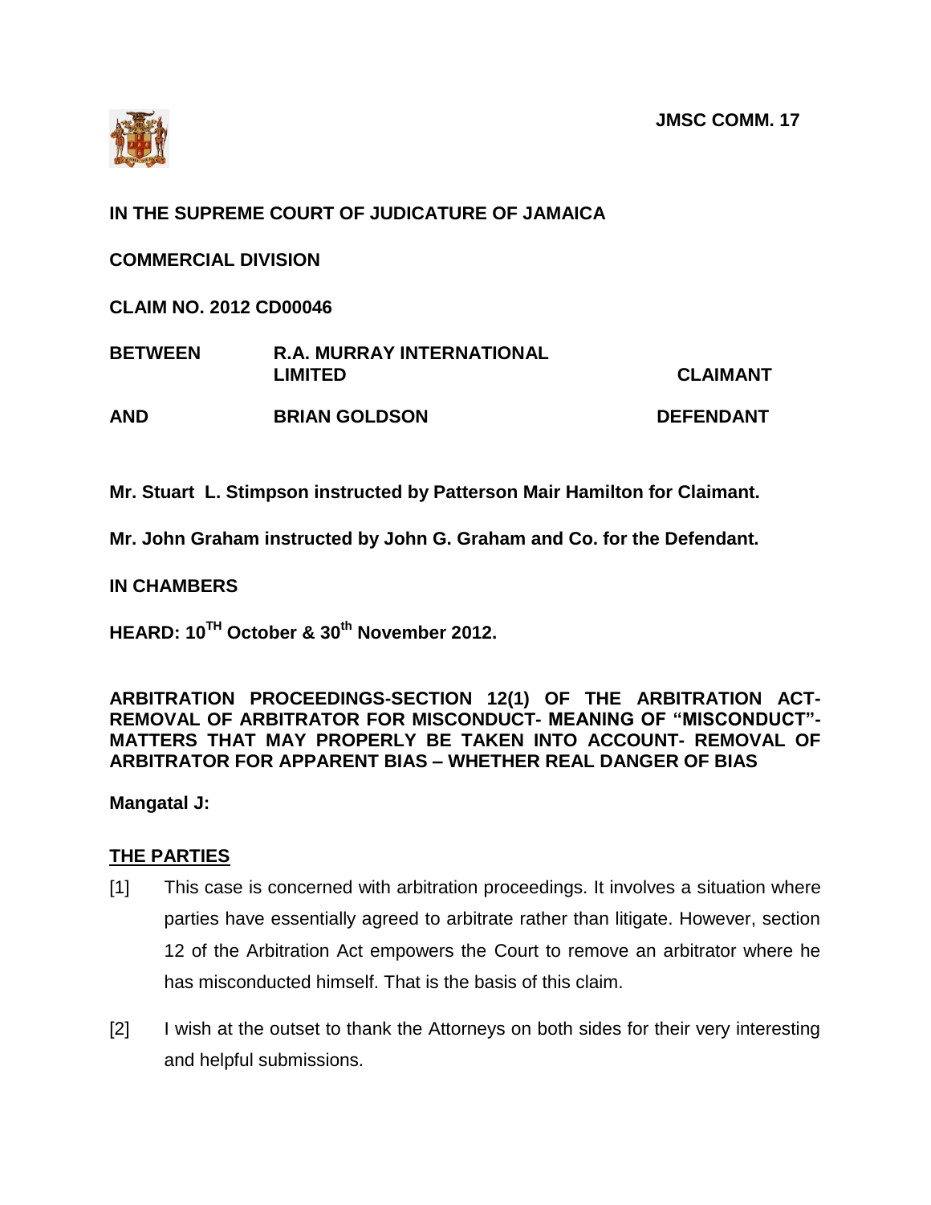**JMSC COMM. 17**

**IN THE SUPREME COURT OF JUDICATURE OF JAMAICA**

**COMMERCIAL DIVISION**

**CLAIM NO. 2012 CD00046**

| | | |
|---|---|---|
| **BETWEEN** | **R.A. MURRAY INTERNATIONAL LIMITED** | **CLAIMANT** |
| **AND** | **BRIAN GOLDSON** | **DEFENDANT** |

**Mr. Stuart L. Stimpson instructed by Patterson Mair Hamilton for Claimant.**

**Mr. John Graham instructed by John G. Graham and Co. for the Defendant.**

**IN CHAMBERS**

**HEARD: 10TH October & 30th November 2012.**

**ARBITRATION PROCEEDINGS-SECTION 12(1) OF THE ARBITRATION ACT-REMOVAL OF ARBITRATOR FOR MISCONDUCT- MEANING OF "MISCONDUCT"-MATTERS THAT MAY PROPERLY BE TAKEN INTO ACCOUNT- REMOVAL OF ARBITRATOR FOR APPARENT BIAS – WHETHER REAL DANGER OF BIAS**

**Mangatal J:**

## THE PARTIES

[1] This case is concerned with arbitration proceedings. It involves a situation where parties have essentially agreed to arbitrate rather than litigate. However, section 12 of the Arbitration Act empowers the Court to remove an arbitrator where he has misconducted himself. That is the basis of this claim.

[2] I wish at the outset to thank the Attorneys on both sides for their very interesting and helpful submissions.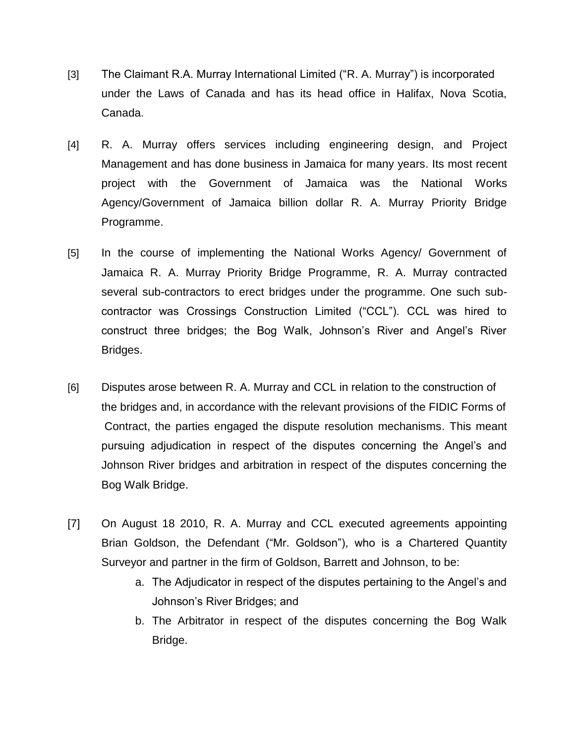[3] The Claimant R.A. Murray International Limited ("R. A. Murray") is incorporated under the Laws of Canada and has its head office in Halifax, Nova Scotia, Canada.

[4] R. A. Murray offers services including engineering design, and Project Management and has done business in Jamaica for many years. Its most recent project with the Government of Jamaica was the National Works Agency/Government of Jamaica billion dollar R. A. Murray Priority Bridge Programme.

[5] In the course of implementing the National Works Agency/ Government of Jamaica R. A. Murray Priority Bridge Programme, R. A. Murray contracted several sub-contractors to erect bridges under the programme. One such sub-contractor was Crossings Construction Limited ("CCL"). CCL was hired to construct three bridges; the Bog Walk, Johnson's River and Angel's River Bridges.

[6] Disputes arose between R. A. Murray and CCL in relation to the construction of the bridges and, in accordance with the relevant provisions of the FIDIC Forms of Contract, the parties engaged the dispute resolution mechanisms. This meant pursuing adjudication in respect of the disputes concerning the Angel's and Johnson River bridges and arbitration in respect of the disputes concerning the Bog Walk Bridge.

[7] On August 18 2010, R. A. Murray and CCL executed agreements appointing Brian Goldson, the Defendant ("Mr. Goldson"), who is a Chartered Quantity Surveyor and partner in the firm of Goldson, Barrett and Johnson, to be:

a. The Adjudicator in respect of the disputes pertaining to the Angel's and Johnson's River Bridges; and
b. The Arbitrator in respect of the disputes concerning the Bog Walk Bridge.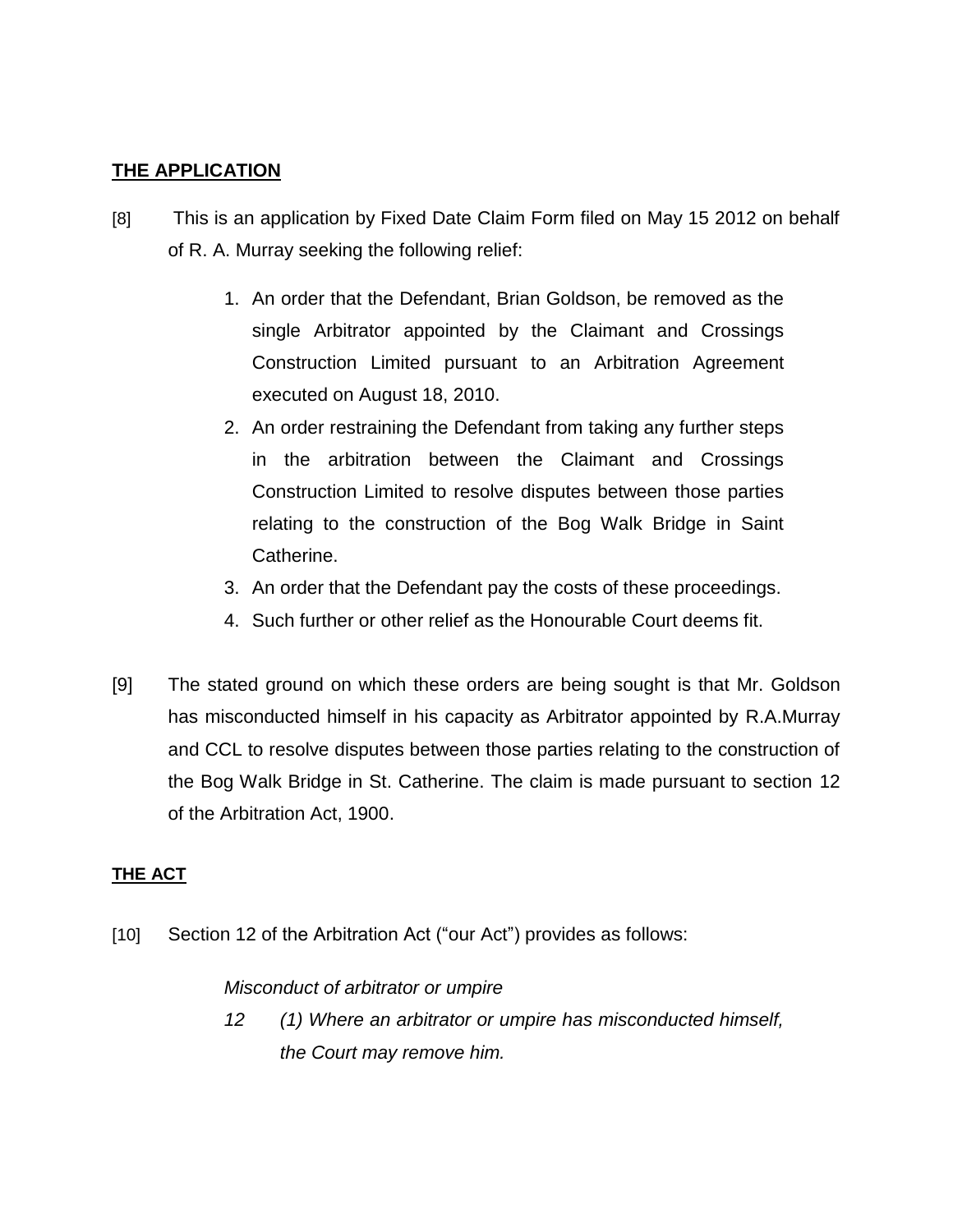**THE APPLICATION**

[8] This is an application by Fixed Date Claim Form filed on May 15 2012 on behalf of R. A. Murray seeking the following relief:

1. An order that the Defendant, Brian Goldson, be removed as the single Arbitrator appointed by the Claimant and Crossings Construction Limited pursuant to an Arbitration Agreement executed on August 18, 2010.
2. An order restraining the Defendant from taking any further steps in the arbitration between the Claimant and Crossings Construction Limited to resolve disputes between those parties relating to the construction of the Bog Walk Bridge in Saint Catherine.
3. An order that the Defendant pay the costs of these proceedings.
4. Such further or other relief as the Honourable Court deems fit.

[9] The stated ground on which these orders are being sought is that Mr. Goldson has misconducted himself in his capacity as Arbitrator appointed by R.A.Murray and CCL to resolve disputes between those parties relating to the construction of the Bog Walk Bridge in St. Catherine. The claim is made pursuant to section 12 of the Arbitration Act, 1900.

**THE ACT**

[10] Section 12 of the Arbitration Act ("our Act") provides as follows:

> *Misconduct of arbitrator or umpire*
>
> *12 (1) Where an arbitrator or umpire has misconducted himself, the Court may remove him.*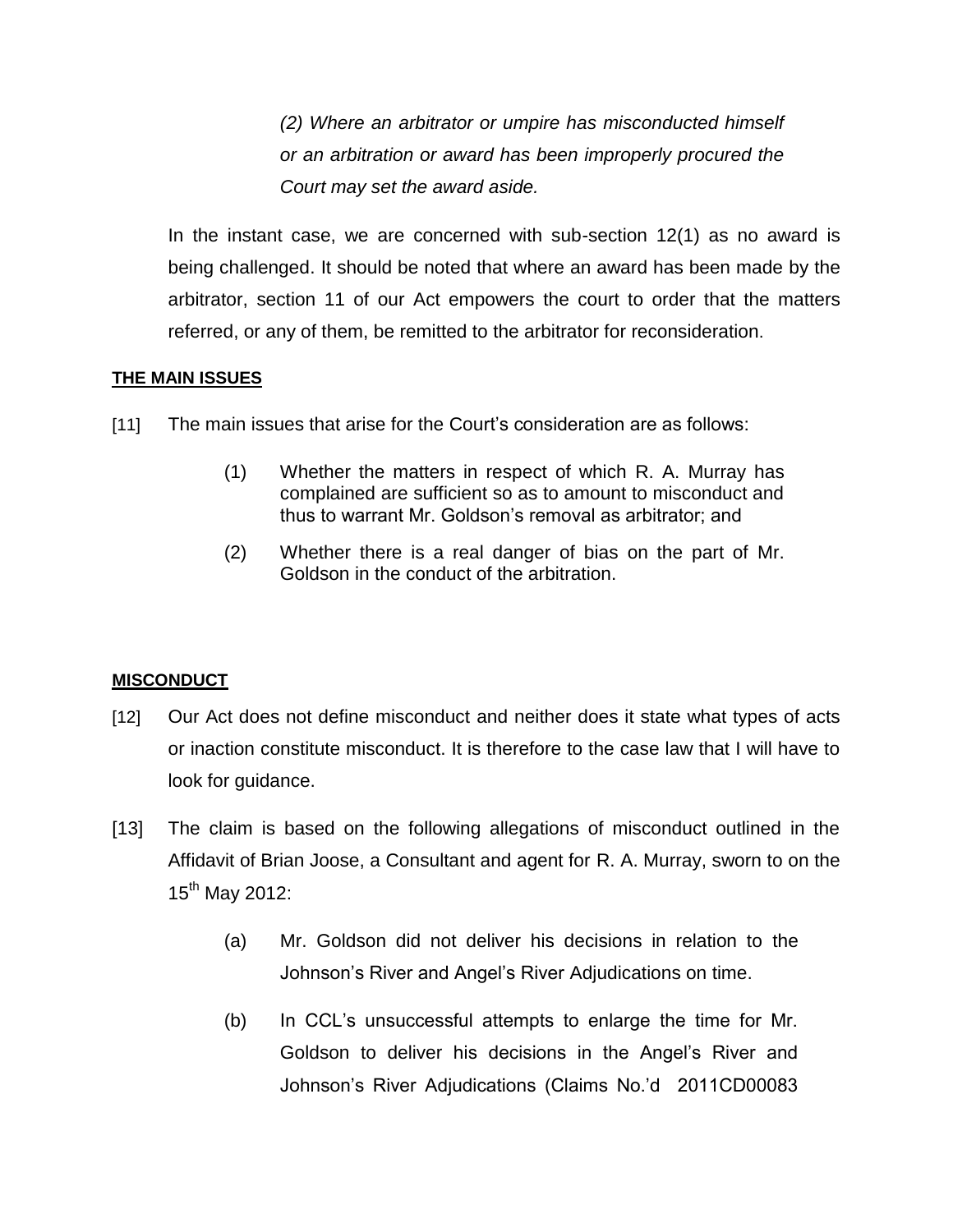*(2) Where an arbitrator or umpire has misconducted himself or an arbitration or award has been improperly procured the Court may set the award aside.*

In the instant case, we are concerned with sub-section 12(1) as no award is being challenged. It should be noted that where an award has been made by the arbitrator, section 11 of our Act empowers the court to order that the matters referred, or any of them, be remitted to the arbitrator for reconsideration.

**THE MAIN ISSUES**

[11] The main issues that arise for the Court's consideration are as follows:

(1) Whether the matters in respect of which R. A. Murray has complained are sufficient so as to amount to misconduct and thus to warrant Mr. Goldson's removal as arbitrator; and

(2) Whether there is a real danger of bias on the part of Mr. Goldson in the conduct of the arbitration.

**MISCONDUCT**

[12] Our Act does not define misconduct and neither does it state what types of acts or inaction constitute misconduct. It is therefore to the case law that I will have to look for guidance.

[13] The claim is based on the following allegations of misconduct outlined in the Affidavit of Brian Joose, a Consultant and agent for R. A. Murray, sworn to on the 15th May 2012:

(a) Mr. Goldson did not deliver his decisions in relation to the Johnson's River and Angel's River Adjudications on time.

(b) In CCL's unsuccessful attempts to enlarge the time for Mr. Goldson to deliver his decisions in the Angel's River and Johnson's River Adjudications (Claims No.'d 2011CD00083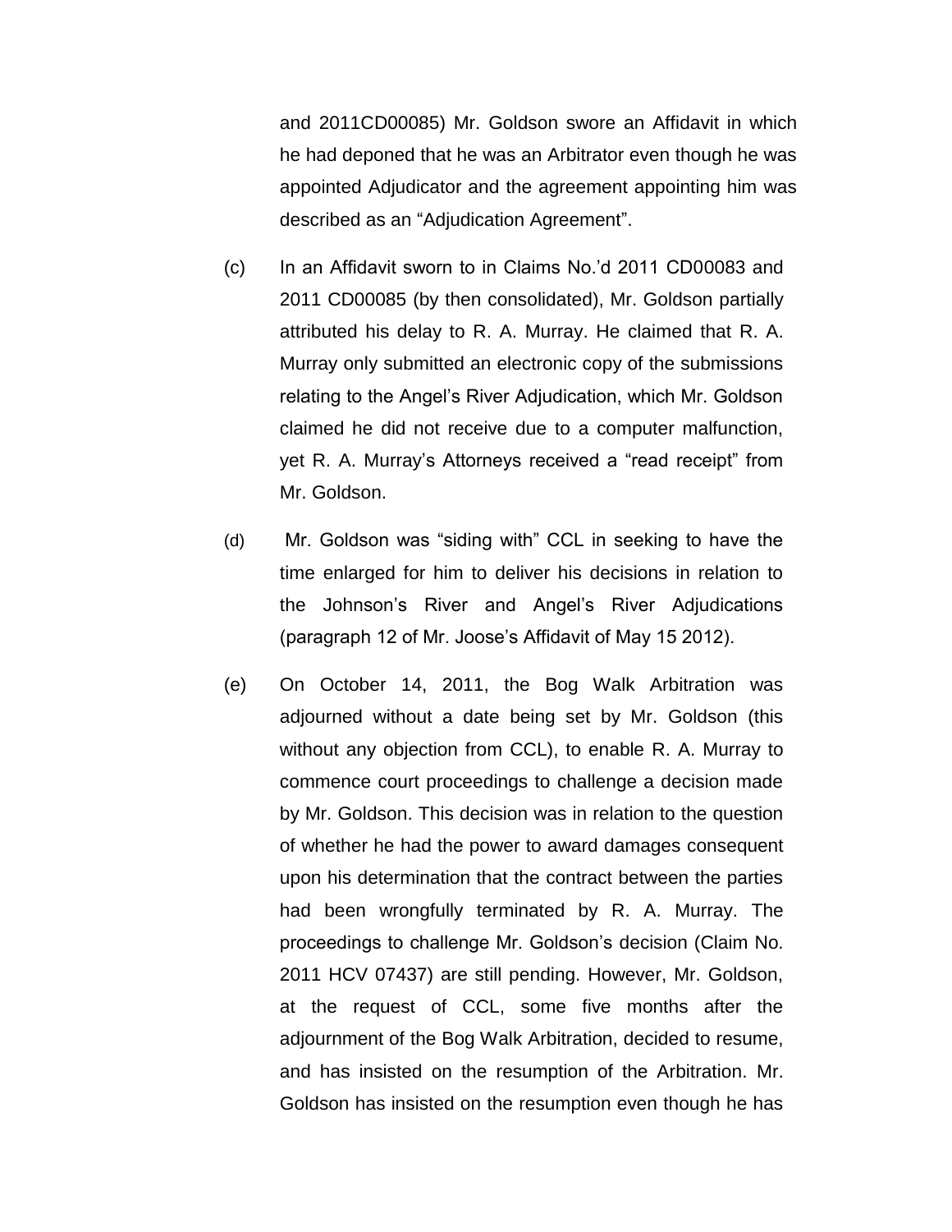and 2011CD00085) Mr. Goldson swore an Affidavit in which he had deponed that he was an Arbitrator even though he was appointed Adjudicator and the agreement appointing him was described as an "Adjudication Agreement".

(c) In an Affidavit sworn to in Claims No.'d 2011 CD00083 and 2011 CD00085 (by then consolidated), Mr. Goldson partially attributed his delay to R. A. Murray. He claimed that R. A. Murray only submitted an electronic copy of the submissions relating to the Angel's River Adjudication, which Mr. Goldson claimed he did not receive due to a computer malfunction, yet R. A. Murray's Attorneys received a "read receipt" from Mr. Goldson.

(d) Mr. Goldson was "siding with" CCL in seeking to have the time enlarged for him to deliver his decisions in relation to the Johnson's River and Angel's River Adjudications (paragraph 12 of Mr. Joose's Affidavit of May 15 2012).

(e) On October 14, 2011, the Bog Walk Arbitration was adjourned without a date being set by Mr. Goldson (this without any objection from CCL), to enable R. A. Murray to commence court proceedings to challenge a decision made by Mr. Goldson. This decision was in relation to the question of whether he had the power to award damages consequent upon his determination that the contract between the parties had been wrongfully terminated by R. A. Murray. The proceedings to challenge Mr. Goldson's decision (Claim No. 2011 HCV 07437) are still pending. However, Mr. Goldson, at the request of CCL, some five months after the adjournment of the Bog Walk Arbitration, decided to resume, and has insisted on the resumption of the Arbitration. Mr. Goldson has insisted on the resumption even though he has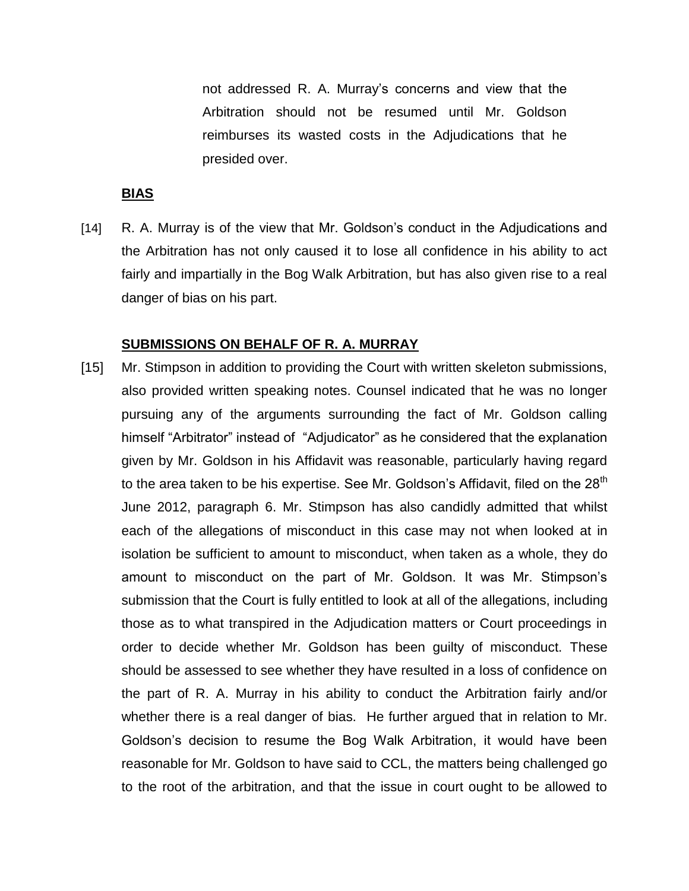not addressed R. A. Murray's concerns and view that the Arbitration should not be resumed until Mr. Goldson reimburses its wasted costs in the Adjudications that he presided over.

**BIAS**

[14] R. A. Murray is of the view that Mr. Goldson's conduct in the Adjudications and the Arbitration has not only caused it to lose all confidence in his ability to act fairly and impartially in the Bog Walk Arbitration, but has also given rise to a real danger of bias on his part.

**SUBMISSIONS ON BEHALF OF R. A. MURRAY**

[15] Mr. Stimpson in addition to providing the Court with written skeleton submissions, also provided written speaking notes. Counsel indicated that he was no longer pursuing any of the arguments surrounding the fact of Mr. Goldson calling himself "Arbitrator" instead of "Adjudicator" as he considered that the explanation given by Mr. Goldson in his Affidavit was reasonable, particularly having regard to the area taken to be his expertise. See Mr. Goldson's Affidavit, filed on the 28th June 2012, paragraph 6. Mr. Stimpson has also candidly admitted that whilst each of the allegations of misconduct in this case may not when looked at in isolation be sufficient to amount to misconduct, when taken as a whole, they do amount to misconduct on the part of Mr. Goldson. It was Mr. Stimpson's submission that the Court is fully entitled to look at all of the allegations, including those as to what transpired in the Adjudication matters or Court proceedings in order to decide whether Mr. Goldson has been guilty of misconduct. These should be assessed to see whether they have resulted in a loss of confidence on the part of R. A. Murray in his ability to conduct the Arbitration fairly and/or whether there is a real danger of bias. He further argued that in relation to Mr. Goldson's decision to resume the Bog Walk Arbitration, it would have been reasonable for Mr. Goldson to have said to CCL, the matters being challenged go to the root of the arbitration, and that the issue in court ought to be allowed to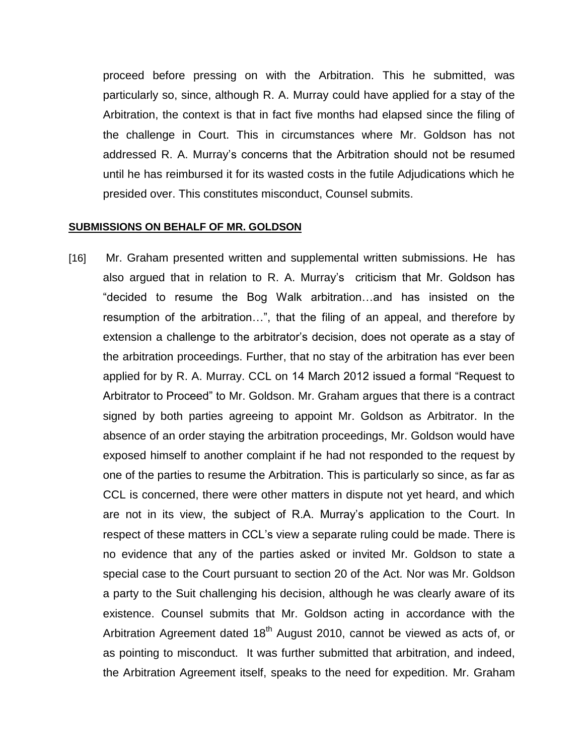proceed before pressing on with the Arbitration. This he submitted, was particularly so, since, although R. A. Murray could have applied for a stay of the Arbitration, the context is that in fact five months had elapsed since the filing of the challenge in Court. This in circumstances where Mr. Goldson has not addressed R. A. Murray's concerns that the Arbitration should not be resumed until he has reimbursed it for its wasted costs in the futile Adjudications which he presided over. This constitutes misconduct, Counsel submits.

**SUBMISSIONS ON BEHALF OF MR. GOLDSON**

[16] Mr. Graham presented written and supplemental written submissions. He has also argued that in relation to R. A. Murray's criticism that Mr. Goldson has "decided to resume the Bog Walk arbitration…and has insisted on the resumption of the arbitration…", that the filing of an appeal, and therefore by extension a challenge to the arbitrator's decision, does not operate as a stay of the arbitration proceedings. Further, that no stay of the arbitration has ever been applied for by R. A. Murray. CCL on 14 March 2012 issued a formal "Request to Arbitrator to Proceed" to Mr. Goldson. Mr. Graham argues that there is a contract signed by both parties agreeing to appoint Mr. Goldson as Arbitrator. In the absence of an order staying the arbitration proceedings, Mr. Goldson would have exposed himself to another complaint if he had not responded to the request by one of the parties to resume the Arbitration. This is particularly so since, as far as CCL is concerned, there were other matters in dispute not yet heard, and which are not in its view, the subject of R.A. Murray's application to the Court. In respect of these matters in CCL's view a separate ruling could be made. There is no evidence that any of the parties asked or invited Mr. Goldson to state a special case to the Court pursuant to section 20 of the Act. Nor was Mr. Goldson a party to the Suit challenging his decision, although he was clearly aware of its existence. Counsel submits that Mr. Goldson acting in accordance with the Arbitration Agreement dated 18th August 2010, cannot be viewed as acts of, or as pointing to misconduct. It was further submitted that arbitration, and indeed, the Arbitration Agreement itself, speaks to the need for expedition. Mr. Graham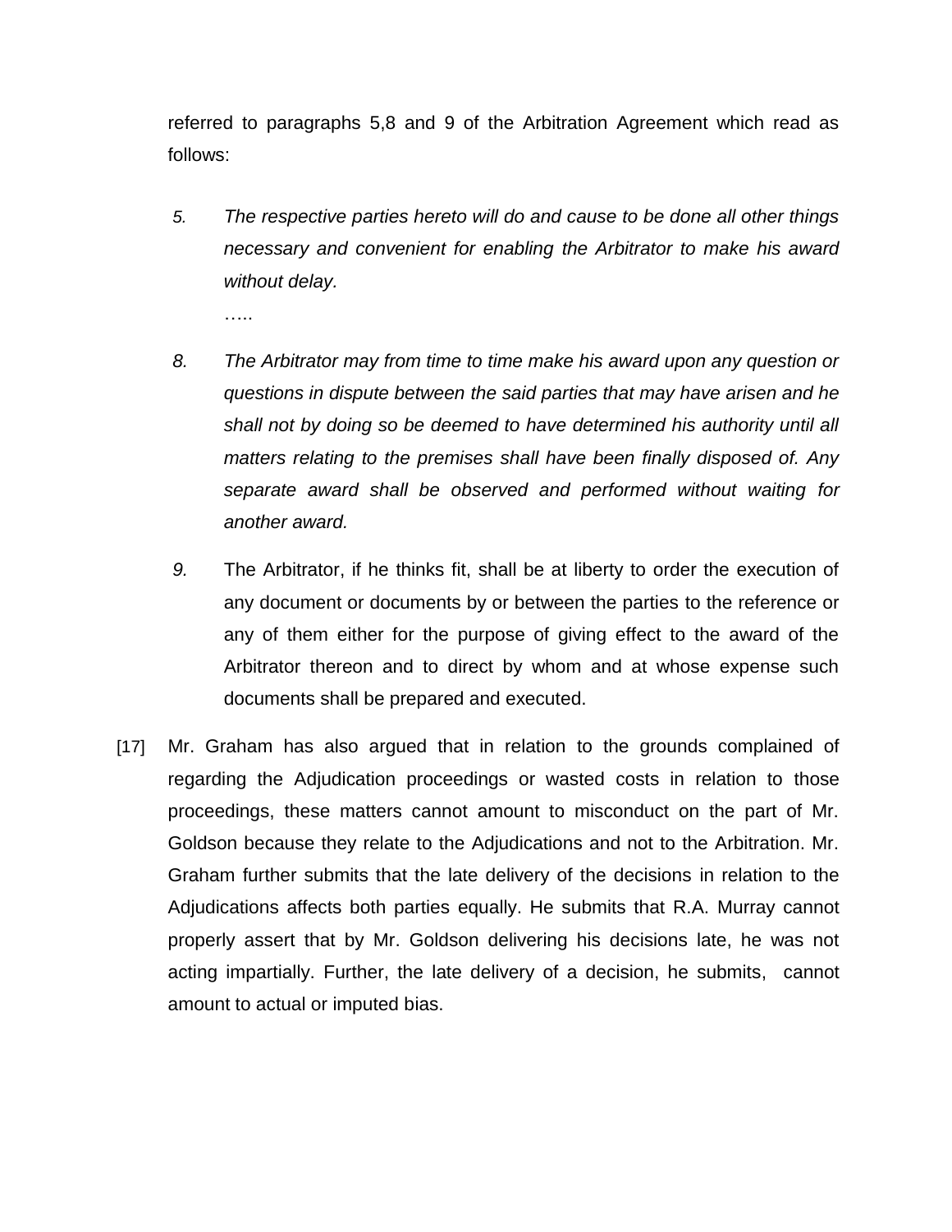referred to paragraphs 5,8 and 9 of the Arbitration Agreement which read as follows:

> 5. *The respective parties hereto will do and cause to be done all other things necessary and convenient for enabling the Arbitrator to make his award without delay.*
>
> …..
>
> 8. *The Arbitrator may from time to time make his award upon any question or questions in dispute between the said parties that may have arisen and he shall not by doing so be deemed to have determined his authority until all matters relating to the premises shall have been finally disposed of. Any separate award shall be observed and performed without waiting for another award.*
>
> 9. The Arbitrator, if he thinks fit, shall be at liberty to order the execution of any document or documents by or between the parties to the reference or any of them either for the purpose of giving effect to the award of the Arbitrator thereon and to direct by whom and at whose expense such documents shall be prepared and executed.

[17] Mr. Graham has also argued that in relation to the grounds complained of regarding the Adjudication proceedings or wasted costs in relation to those proceedings, these matters cannot amount to misconduct on the part of Mr. Goldson because they relate to the Adjudications and not to the Arbitration. Mr. Graham further submits that the late delivery of the decisions in relation to the Adjudications affects both parties equally. He submits that R.A. Murray cannot properly assert that by Mr. Goldson delivering his decisions late, he was not acting impartially. Further, the late delivery of a decision, he submits, cannot amount to actual or imputed bias.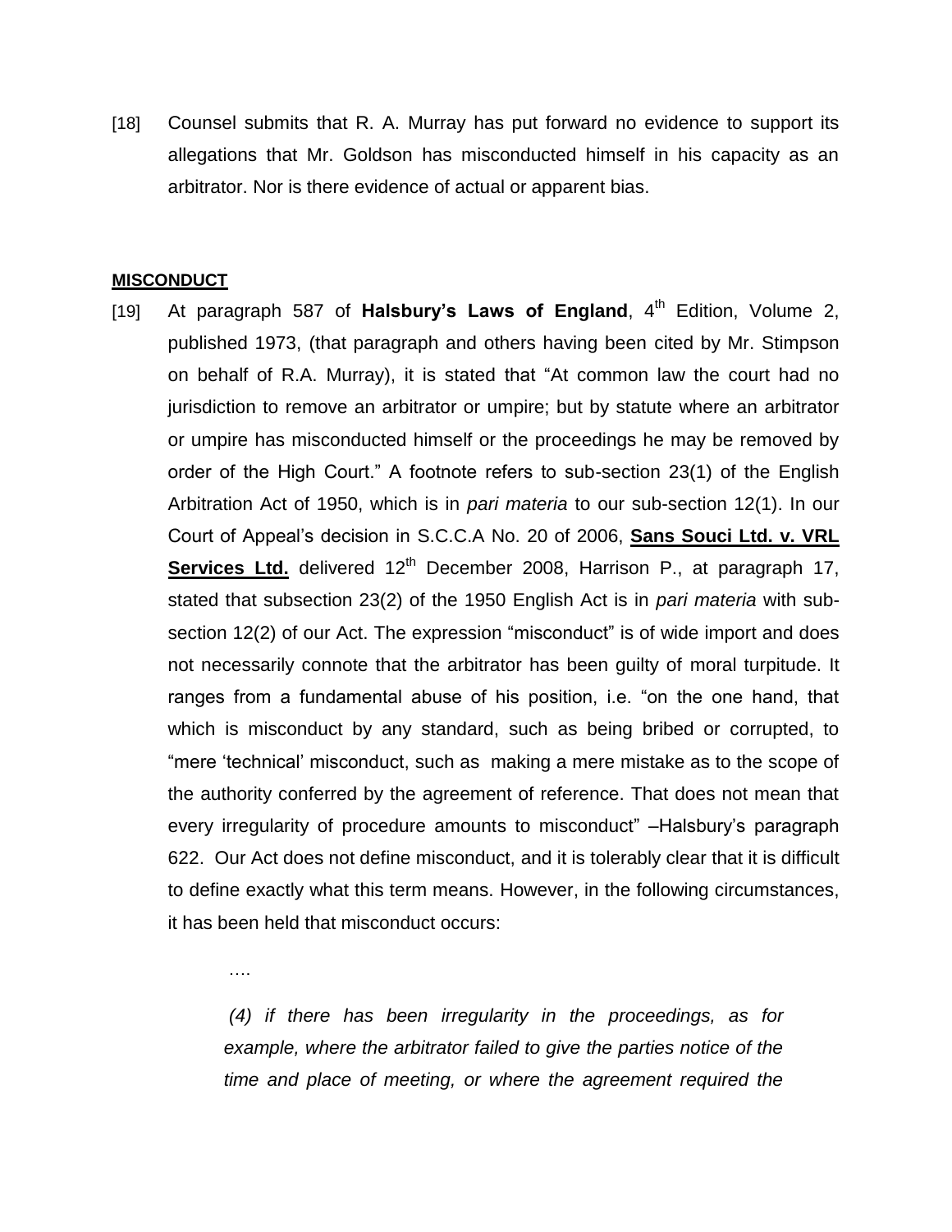[18] Counsel submits that R. A. Murray has put forward no evidence to support its allegations that Mr. Goldson has misconducted himself in his capacity as an arbitrator. Nor is there evidence of actual or apparent bias.

**MISCONDUCT**

[19] At paragraph 587 of **Halsbury's Laws of England**, 4th Edition, Volume 2, published 1973, (that paragraph and others having been cited by Mr. Stimpson on behalf of R.A. Murray), it is stated that "At common law the court had no jurisdiction to remove an arbitrator or umpire; but by statute where an arbitrator or umpire has misconducted himself or the proceedings he may be removed by order of the High Court." A footnote refers to sub-section 23(1) of the English Arbitration Act of 1950, which is in *pari materia* to our sub-section 12(1). In our Court of Appeal's decision in S.C.C.A No. 20 of 2006, **Sans Souci Ltd. v. VRL Services Ltd.** delivered 12th December 2008, Harrison P., at paragraph 17, stated that subsection 23(2) of the 1950 English Act is in *pari materia* with sub-section 12(2) of our Act. The expression "misconduct" is of wide import and does not necessarily connote that the arbitrator has been guilty of moral turpitude. It ranges from a fundamental abuse of his position, i.e. "on the one hand, that which is misconduct by any standard, such as being bribed or corrupted, to "mere 'technical' misconduct, such as making a mere mistake as to the scope of the authority conferred by the agreement of reference. That does not mean that every irregularity of procedure amounts to misconduct" –Halsbury's paragraph 622. Our Act does not define misconduct, and it is tolerably clear that it is difficult to define exactly what this term means. However, in the following circumstances, it has been held that misconduct occurs:

> ….
>
> *(4) if there has been irregularity in the proceedings, as for example, where the arbitrator failed to give the parties notice of the time and place of meeting, or where the agreement required the*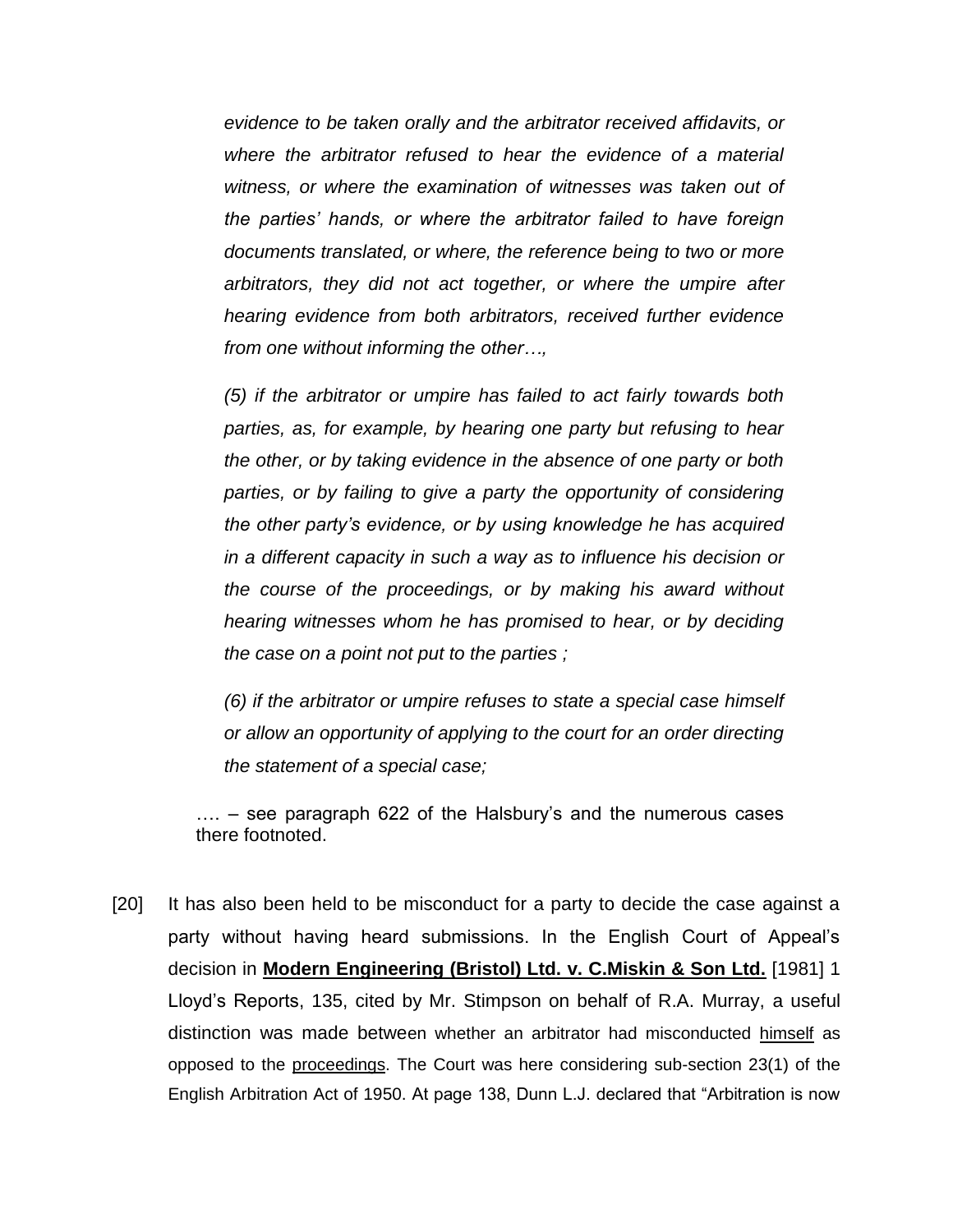*evidence to be taken orally and the arbitrator received affidavits, or where the arbitrator refused to hear the evidence of a material witness, or where the examination of witnesses was taken out of the parties' hands, or where the arbitrator failed to have foreign documents translated, or where, the reference being to two or more arbitrators, they did not act together, or where the umpire after hearing evidence from both arbitrators, received further evidence from one without informing the other…,*

*(5) if the arbitrator or umpire has failed to act fairly towards both parties, as, for example, by hearing one party but refusing to hear the other, or by taking evidence in the absence of one party or both parties, or by failing to give a party the opportunity of considering the other party's evidence, or by using knowledge he has acquired in a different capacity in such a way as to influence his decision or the course of the proceedings, or by making his award without hearing witnesses whom he has promised to hear, or by deciding the case on a point not put to the parties ;*

*(6) if the arbitrator or umpire refuses to state a special case himself or allow an opportunity of applying to the court for an order directing the statement of a special case;*

…. – see paragraph 622 of the Halsbury's and the numerous cases there footnoted.

[20] It has also been held to be misconduct for a party to decide the case against a party without having heard submissions. In the English Court of Appeal's decision in **Modern Engineering (Bristol) Ltd. v. C.Miskin & Son Ltd.** [1981] 1 Lloyd's Reports, 135, cited by Mr. Stimpson on behalf of R.A. Murray, a useful distinction was made between whether an arbitrator had misconducted himself as opposed to the proceedings. The Court was here considering sub-section 23(1) of the English Arbitration Act of 1950. At page 138, Dunn L.J. declared that "Arbitration is now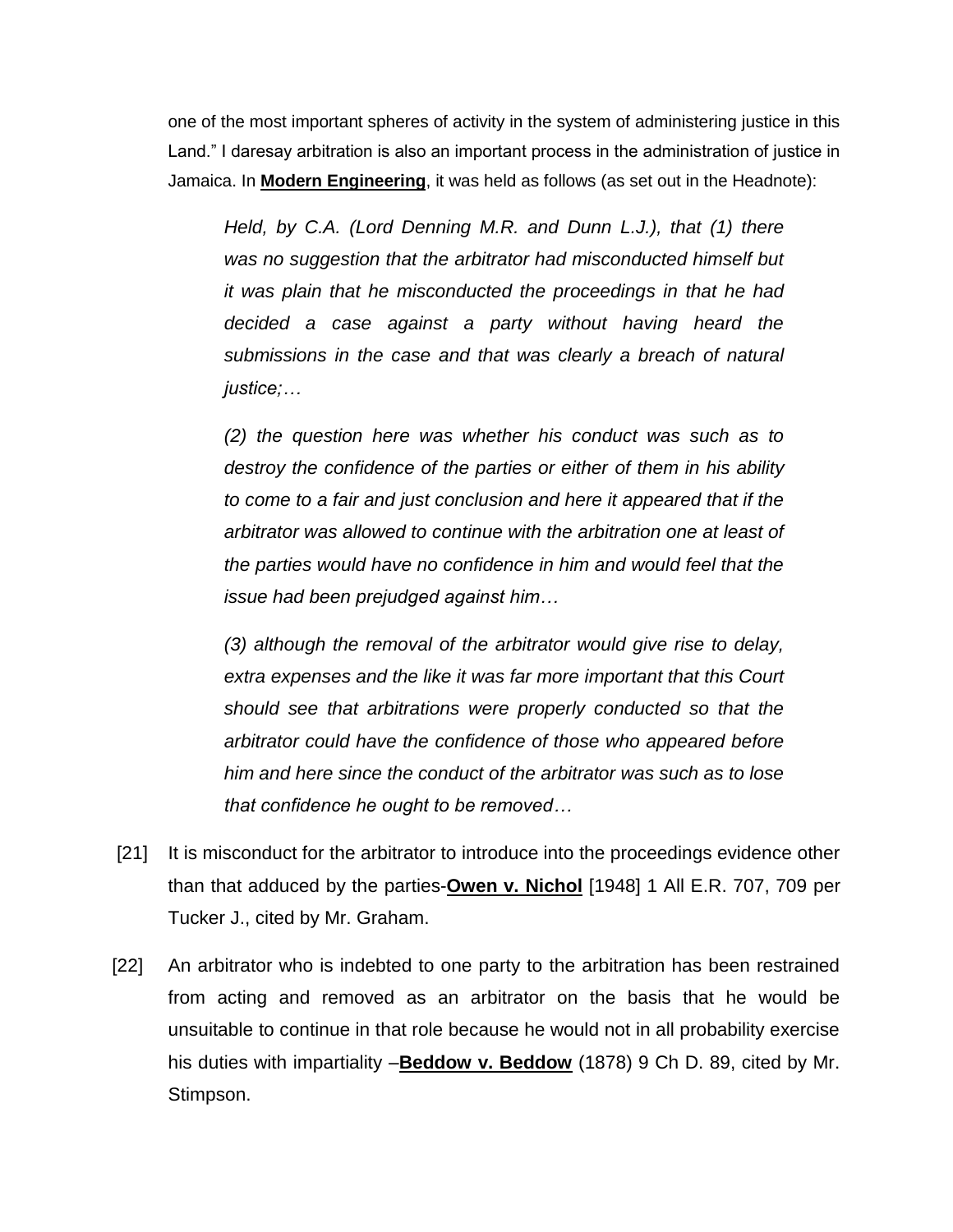one of the most important spheres of activity in the system of administering justice in this Land." I daresay arbitration is also an important process in the administration of justice in Jamaica. In **Modern Engineering**, it was held as follows (as set out in the Headnote):

> *Held, by C.A. (Lord Denning M.R. and Dunn L.J.), that (1) there was no suggestion that the arbitrator had misconducted himself but it was plain that he misconducted the proceedings in that he had decided a case against a party without having heard the submissions in the case and that was clearly a breach of natural justice;…*
>
> *(2) the question here was whether his conduct was such as to destroy the confidence of the parties or either of them in his ability to come to a fair and just conclusion and here it appeared that if the arbitrator was allowed to continue with the arbitration one at least of the parties would have no confidence in him and would feel that the issue had been prejudged against him…*
>
> *(3) although the removal of the arbitrator would give rise to delay, extra expenses and the like it was far more important that this Court should see that arbitrations were properly conducted so that the arbitrator could have the confidence of those who appeared before him and here since the conduct of the arbitrator was such as to lose that confidence he ought to be removed…*

[21] It is misconduct for the arbitrator to introduce into the proceedings evidence other than that adduced by the parties-**Owen v. Nichol** [1948] 1 All E.R. 707, 709 per Tucker J., cited by Mr. Graham.

[22] An arbitrator who is indebted to one party to the arbitration has been restrained from acting and removed as an arbitrator on the basis that he would be unsuitable to continue in that role because he would not in all probability exercise his duties with impartiality –**Beddow v. Beddow** (1878) 9 Ch D. 89, cited by Mr. Stimpson.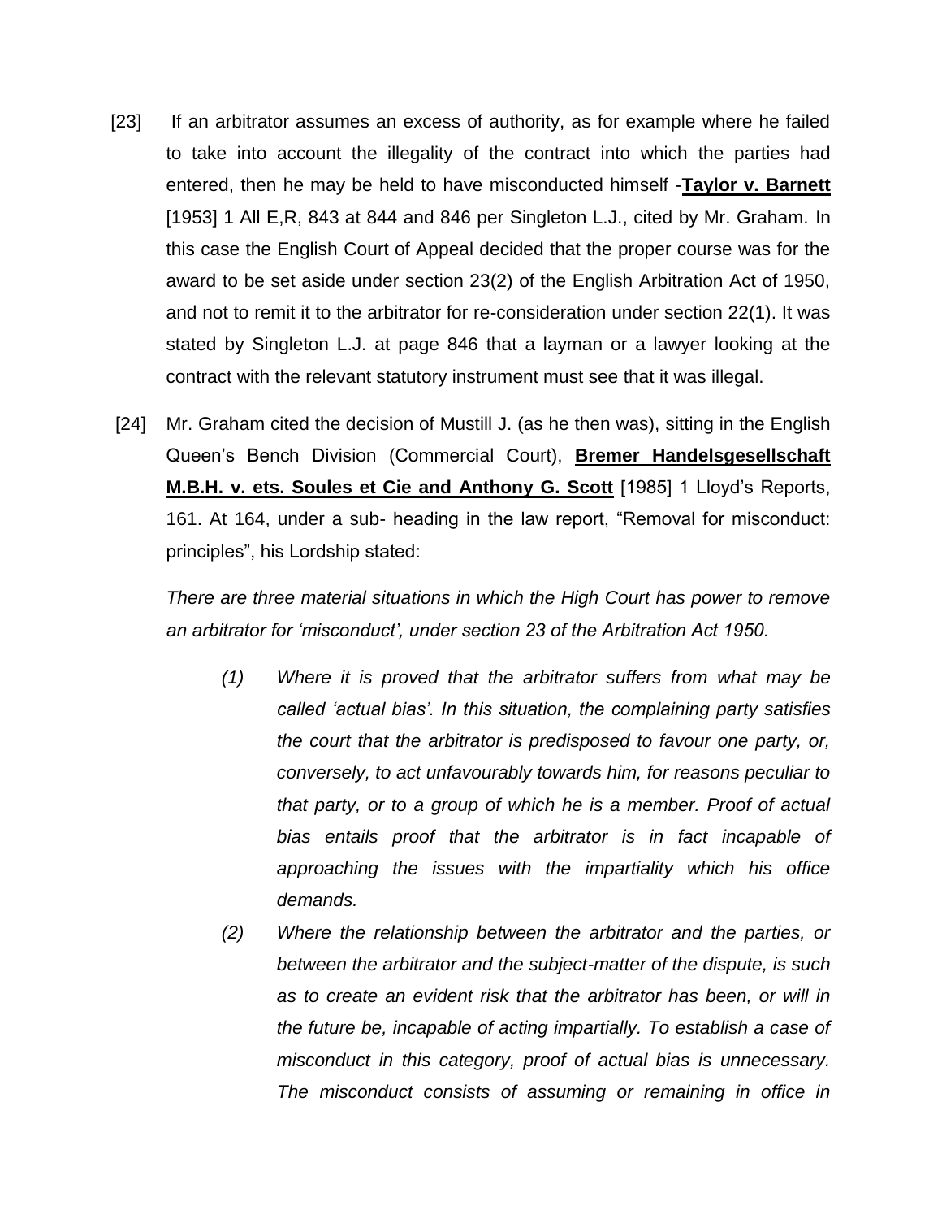[23] If an arbitrator assumes an excess of authority, as for example where he failed to take into account the illegality of the contract into which the parties had entered, then he may be held to have misconducted himself -**Taylor v. Barnett** [1953] 1 All E,R, 843 at 844 and 846 per Singleton L.J., cited by Mr. Graham. In this case the English Court of Appeal decided that the proper course was for the award to be set aside under section 23(2) of the English Arbitration Act of 1950, and not to remit it to the arbitrator for re-consideration under section 22(1). It was stated by Singleton L.J. at page 846 that a layman or a lawyer looking at the contract with the relevant statutory instrument must see that it was illegal.

[24] Mr. Graham cited the decision of Mustill J. (as he then was), sitting in the English Queen's Bench Division (Commercial Court), **Bremer Handelsgesellschaft M.B.H. v. ets. Soules et Cie and Anthony G. Scott** [1985] 1 Lloyd's Reports, 161. At 164, under a sub- heading in the law report, "Removal for misconduct: principles", his Lordship stated:

*There are three material situations in which the High Court has power to remove an arbitrator for 'misconduct', under section 23 of the Arbitration Act 1950.*

*(1) Where it is proved that the arbitrator suffers from what may be called 'actual bias'. In this situation, the complaining party satisfies the court that the arbitrator is predisposed to favour one party, or, conversely, to act unfavourably towards him, for reasons peculiar to that party, or to a group of which he is a member. Proof of actual bias entails proof that the arbitrator is in fact incapable of approaching the issues with the impartiality which his office demands.*

*(2) Where the relationship between the arbitrator and the parties, or between the arbitrator and the subject-matter of the dispute, is such as to create an evident risk that the arbitrator has been, or will in the future be, incapable of acting impartially. To establish a case of misconduct in this category, proof of actual bias is unnecessary. The misconduct consists of assuming or remaining in office in*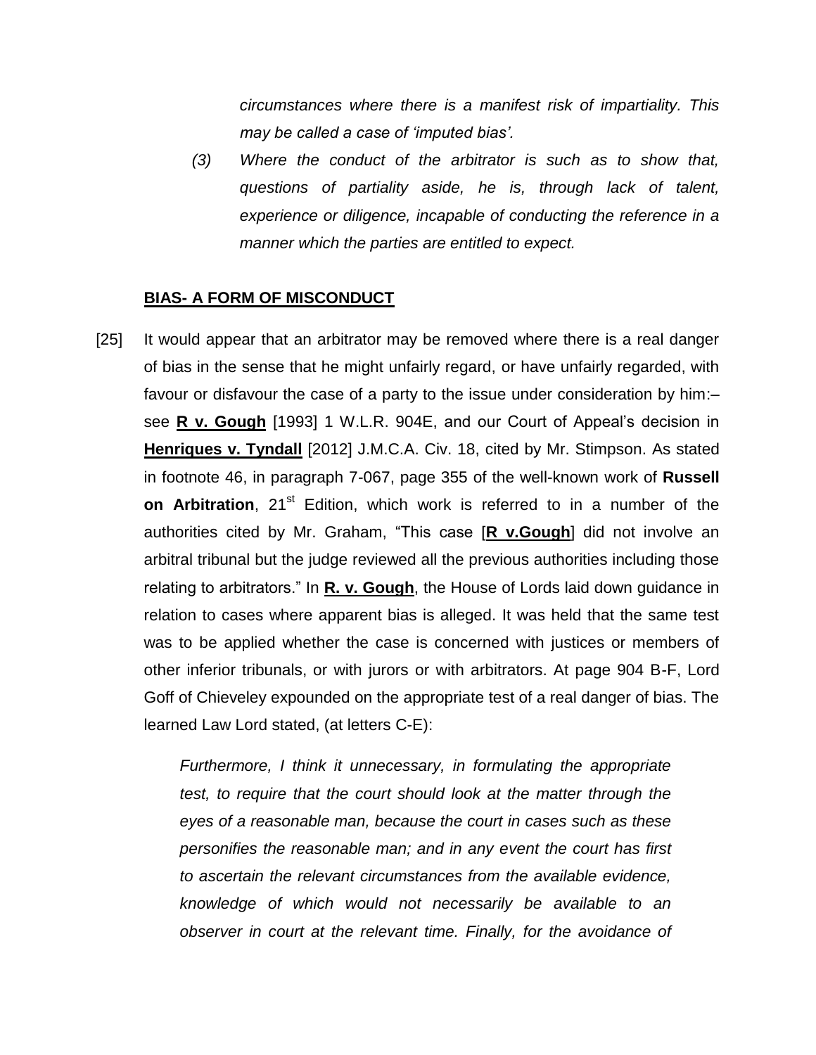*circumstances where there is a manifest risk of impartiality. This may be called a case of 'imputed bias'.*

*(3) Where the conduct of the arbitrator is such as to show that, questions of partiality aside, he is, through lack of talent, experience or diligence, incapable of conducting the reference in a manner which the parties are entitled to expect.*

**BIAS- A FORM OF MISCONDUCT**

[25] It would appear that an arbitrator may be removed where there is a real danger of bias in the sense that he might unfairly regard, or have unfairly regarded, with favour or disfavour the case of a party to the issue under consideration by him:– see **R v. Gough** [1993] 1 W.L.R. 904E, and our Court of Appeal's decision in **Henriques v. Tyndall** [2012] J.M.C.A. Civ. 18, cited by Mr. Stimpson. As stated in footnote 46, in paragraph 7-067, page 355 of the well-known work of **Russell on Arbitration**, 21st Edition, which work is referred to in a number of the authorities cited by Mr. Graham, "This case [**R v.Gough**] did not involve an arbitral tribunal but the judge reviewed all the previous authorities including those relating to arbitrators." In **R. v. Gough**, the House of Lords laid down guidance in relation to cases where apparent bias is alleged. It was held that the same test was to be applied whether the case is concerned with justices or members of other inferior tribunals, or with jurors or with arbitrators. At page 904 B-F, Lord Goff of Chieveley expounded on the appropriate test of a real danger of bias. The learned Law Lord stated, (at letters C-E):

*Furthermore, I think it unnecessary, in formulating the appropriate test, to require that the court should look at the matter through the eyes of a reasonable man, because the court in cases such as these personifies the reasonable man; and in any event the court has first to ascertain the relevant circumstances from the available evidence, knowledge of which would not necessarily be available to an observer in court at the relevant time. Finally, for the avoidance of*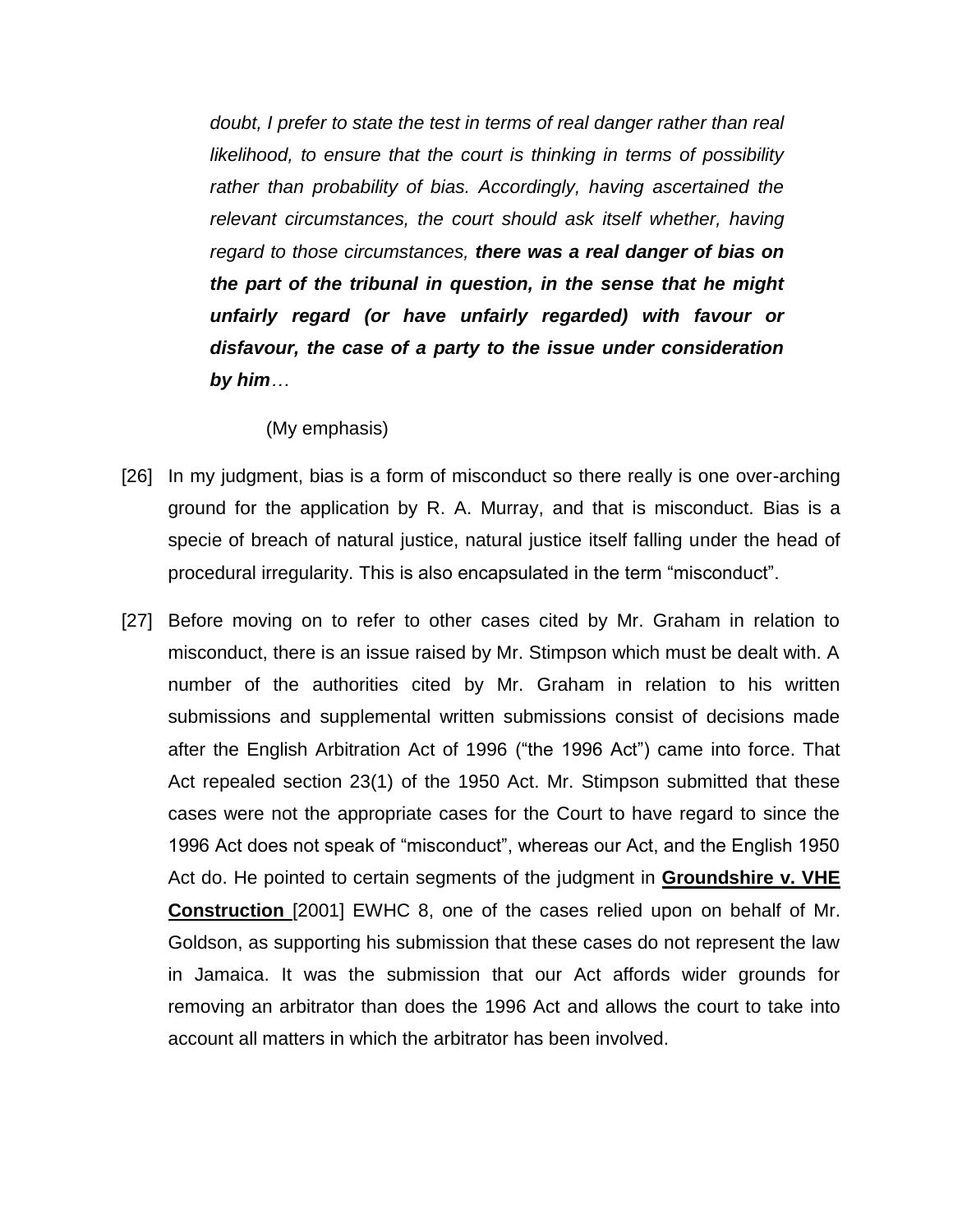*doubt, I prefer to state the test in terms of real danger rather than real likelihood, to ensure that the court is thinking in terms of possibility rather than probability of bias. Accordingly, having ascertained the relevant circumstances, the court should ask itself whether, having regard to those circumstances,* ***there was a real danger of bias on the part of the tribunal in question, in the sense that he might unfairly regard (or have unfairly regarded) with favour or disfavour, the case of a party to the issue under consideration by him****…*

(My emphasis)

[26] In my judgment, bias is a form of misconduct so there really is one over-arching ground for the application by R. A. Murray, and that is misconduct. Bias is a specie of breach of natural justice, natural justice itself falling under the head of procedural irregularity. This is also encapsulated in the term "misconduct".

[27] Before moving on to refer to other cases cited by Mr. Graham in relation to misconduct, there is an issue raised by Mr. Stimpson which must be dealt with. A number of the authorities cited by Mr. Graham in relation to his written submissions and supplemental written submissions consist of decisions made after the English Arbitration Act of 1996 ("the 1996 Act") came into force. That Act repealed section 23(1) of the 1950 Act. Mr. Stimpson submitted that these cases were not the appropriate cases for the Court to have regard to since the 1996 Act does not speak of "misconduct", whereas our Act, and the English 1950 Act do. He pointed to certain segments of the judgment in **Groundshire v. VHE Construction** [2001] EWHC 8, one of the cases relied upon on behalf of Mr. Goldson, as supporting his submission that these cases do not represent the law in Jamaica. It was the submission that our Act affords wider grounds for removing an arbitrator than does the 1996 Act and allows the court to take into account all matters in which the arbitrator has been involved.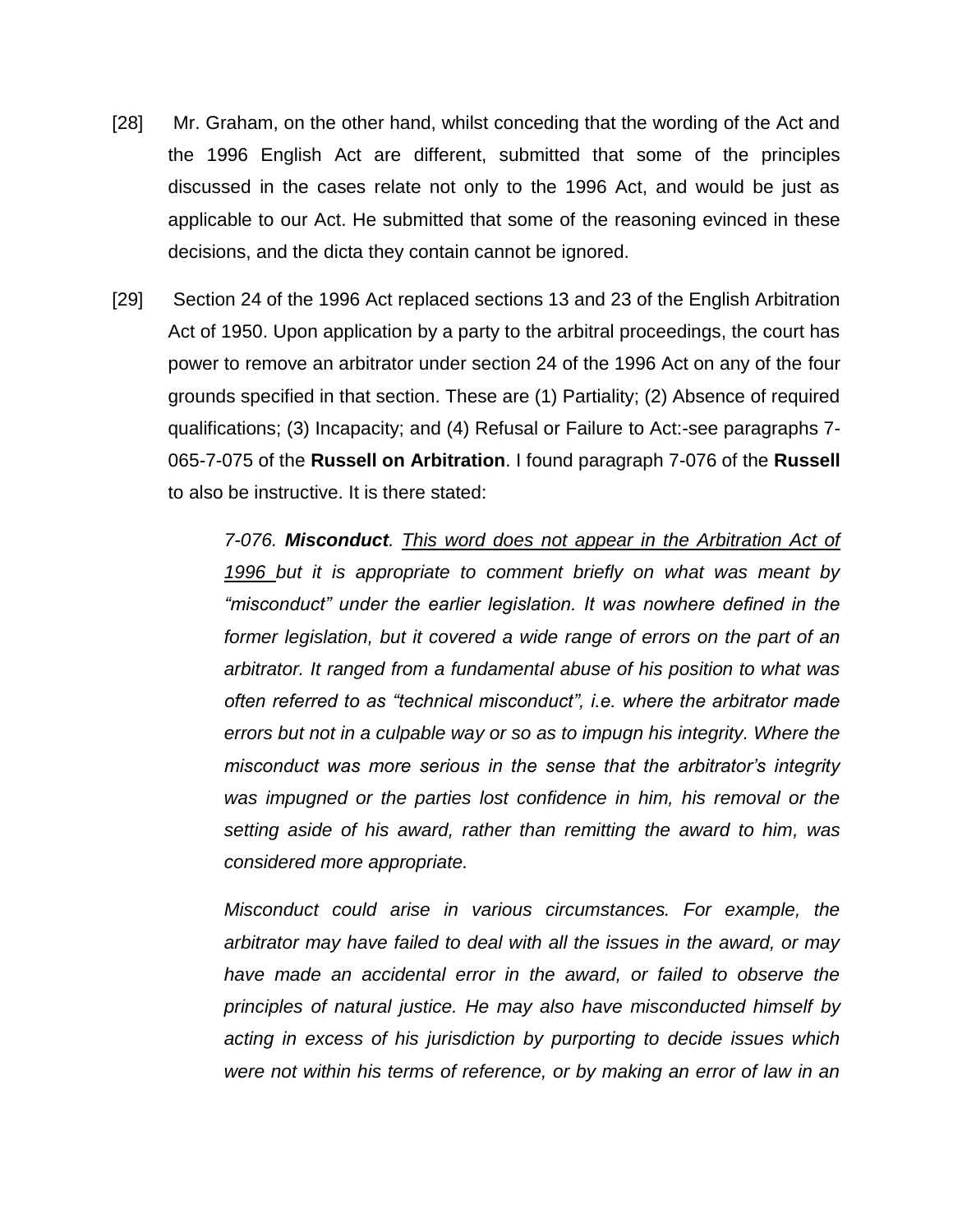[28] Mr. Graham, on the other hand, whilst conceding that the wording of the Act and the 1996 English Act are different, submitted that some of the principles discussed in the cases relate not only to the 1996 Act, and would be just as applicable to our Act. He submitted that some of the reasoning evinced in these decisions, and the dicta they contain cannot be ignored.

[29] Section 24 of the 1996 Act replaced sections 13 and 23 of the English Arbitration Act of 1950. Upon application by a party to the arbitral proceedings, the court has power to remove an arbitrator under section 24 of the 1996 Act on any of the four grounds specified in that section. These are (1) Partiality; (2) Absence of required qualifications; (3) Incapacity; and (4) Refusal or Failure to Act:-see paragraphs 7-065-7-075 of the **Russell on Arbitration**. I found paragraph 7-076 of the **Russell** to also be instructive. It is there stated:

> *7-076. **Misconduct**. <u>This word does not appear in the Arbitration Act of 1996</u> but it is appropriate to comment briefly on what was meant by "misconduct" under the earlier legislation. It was nowhere defined in the former legislation, but it covered a wide range of errors on the part of an arbitrator. It ranged from a fundamental abuse of his position to what was often referred to as "technical misconduct", i.e. where the arbitrator made errors but not in a culpable way or so as to impugn his integrity. Where the misconduct was more serious in the sense that the arbitrator's integrity was impugned or the parties lost confidence in him, his removal or the setting aside of his award, rather than remitting the award to him, was considered more appropriate.*
>
> *Misconduct could arise in various circumstances. For example, the arbitrator may have failed to deal with all the issues in the award, or may have made an accidental error in the award, or failed to observe the principles of natural justice. He may also have misconducted himself by acting in excess of his jurisdiction by purporting to decide issues which were not within his terms of reference, or by making an error of law in an*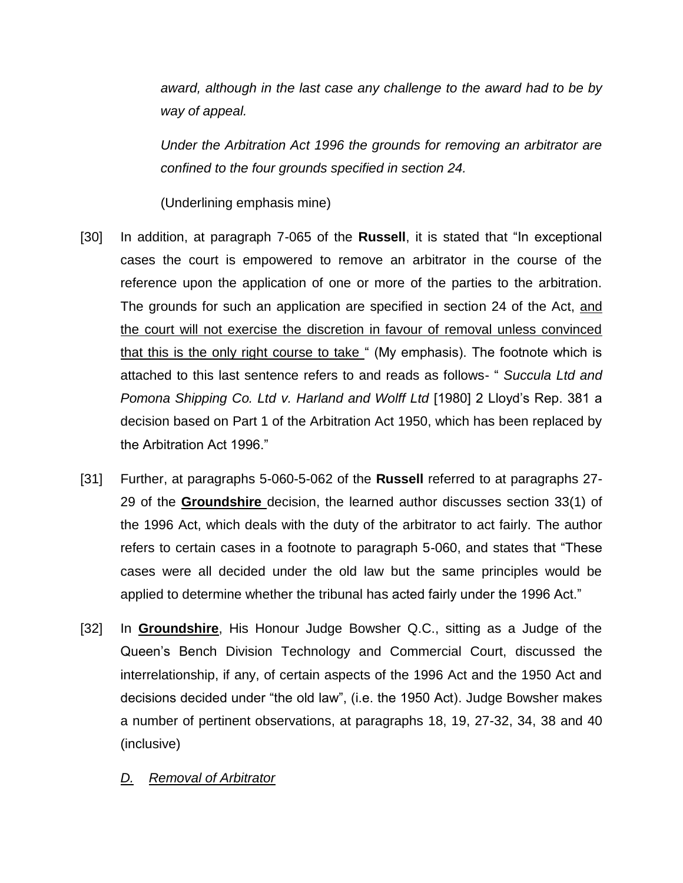*award, although in the last case any challenge to the award had to be by way of appeal.*

*Under the Arbitration Act 1996 the grounds for removing an arbitrator are confined to the four grounds specified in section 24.*

(Underlining emphasis mine)

[30] In addition, at paragraph 7-065 of the **Russell**, it is stated that "In exceptional cases the court is empowered to remove an arbitrator in the course of the reference upon the application of one or more of the parties to the arbitration. The grounds for such an application are specified in section 24 of the Act, <u>and the court will not exercise the discretion in favour of removal unless convinced that this is the only right course to take</u> " (My emphasis). The footnote which is attached to this last sentence refers to and reads as follows- " *Succula Ltd and Pomona Shipping Co. Ltd v. Harland and Wolff Ltd* [1980] 2 Lloyd's Rep. 381 a decision based on Part 1 of the Arbitration Act 1950, which has been replaced by the Arbitration Act 1996."

[31] Further, at paragraphs 5-060-5-062 of the **Russell** referred to at paragraphs 27-29 of the **<u>Groundshire</u>** decision, the learned author discusses section 33(1) of the 1996 Act, which deals with the duty of the arbitrator to act fairly. The author refers to certain cases in a footnote to paragraph 5-060, and states that "These cases were all decided under the old law but the same principles would be applied to determine whether the tribunal has acted fairly under the 1996 Act."

[32] In **<u>Groundshire</u>**, His Honour Judge Bowsher Q.C., sitting as a Judge of the Queen's Bench Division Technology and Commercial Court, discussed the interrelationship, if any, of certain aspects of the 1996 Act and the 1950 Act and decisions decided under "the old law", (i.e. the 1950 Act). Judge Bowsher makes a number of pertinent observations, at paragraphs 18, 19, 27-32, 34, 38 and 40 (inclusive)

*<u>D. Removal of Arbitrator</u>*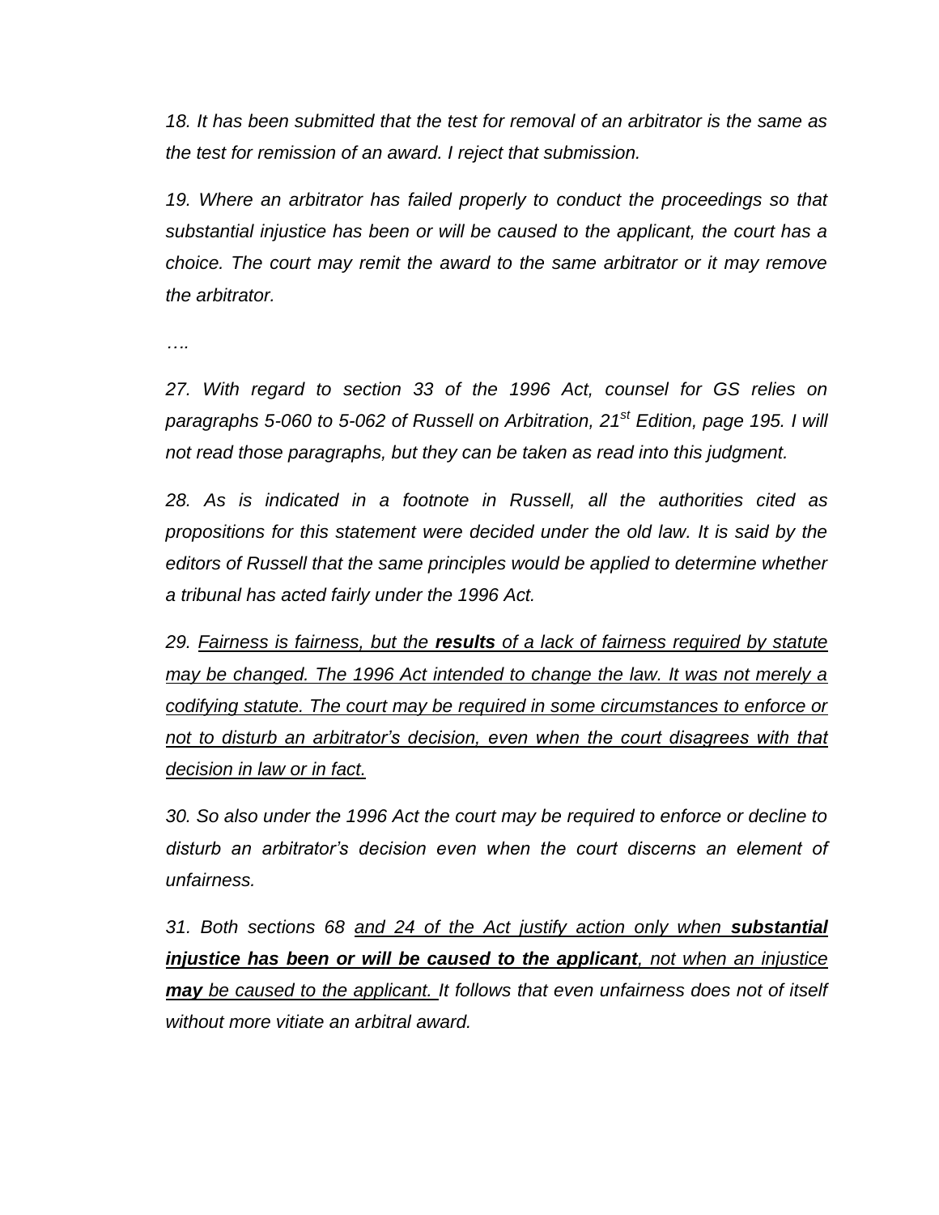*18. It has been submitted that the test for removal of an arbitrator is the same as the test for remission of an award. I reject that submission.*

*19. Where an arbitrator has failed properly to conduct the proceedings so that substantial injustice has been or will be caused to the applicant, the court has a choice. The court may remit the award to the same arbitrator or it may remove the arbitrator.*

*….*

*27. With regard to section 33 of the 1996 Act, counsel for GS relies on paragraphs 5-060 to 5-062 of Russell on Arbitration, 21st Edition, page 195. I will not read those paragraphs, but they can be taken as read into this judgment.*

*28. As is indicated in a footnote in Russell, all the authorities cited as propositions for this statement were decided under the old law. It is said by the editors of Russell that the same principles would be applied to determine whether a tribunal has acted fairly under the 1996 Act.*

*29. <u>Fairness is fairness, but the **results** of a lack of fairness required by statute may be changed. The 1996 Act intended to change the law. It was not merely a codifying statute. The court may be required in some circumstances to enforce or not to disturb an arbitrator's decision, even when the court disagrees with that decision in law or in fact.</u>*

*30. So also under the 1996 Act the court may be required to enforce or decline to disturb an arbitrator's decision even when the court discerns an element of unfairness.*

*31. Both sections 68 <u>and 24 of the Act justify action only when **substantial injustice has been or will be caused to the applicant**, not when an injustice **may** be caused to the applicant.</u> It follows that even unfairness does not of itself without more vitiate an arbitral award.*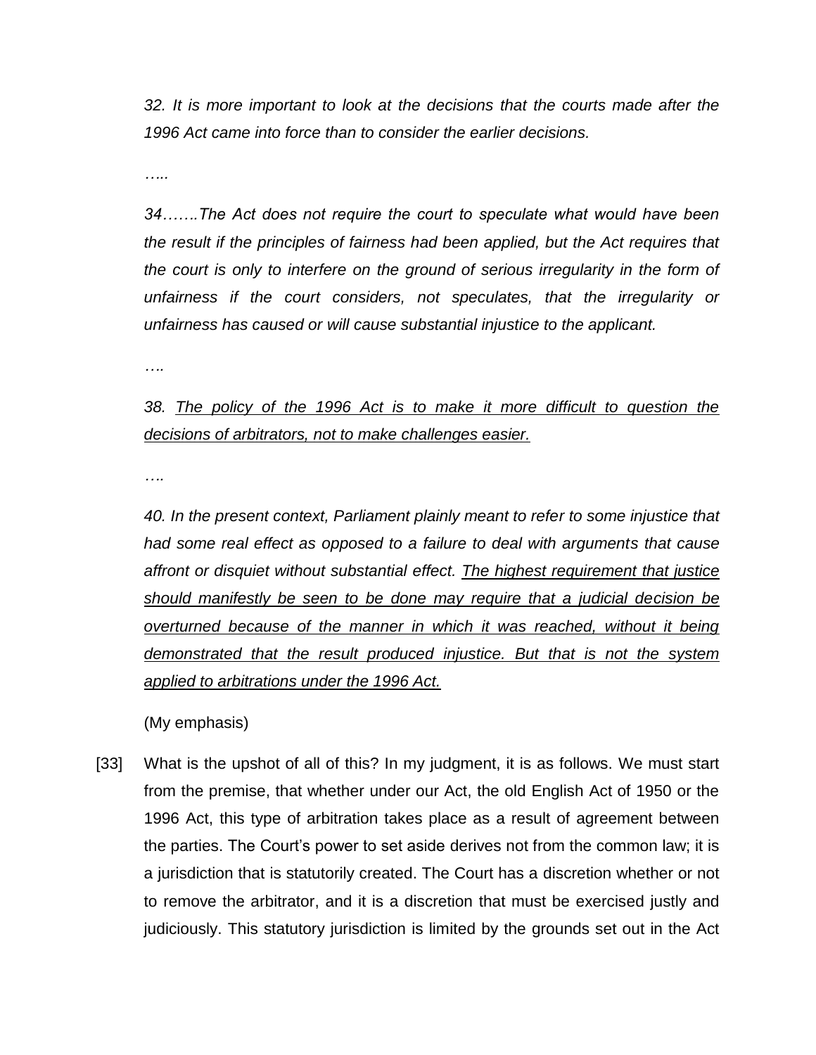*32. It is more important to look at the decisions that the courts made after the 1996 Act came into force than to consider the earlier decisions.*

*…..*

*34…….The Act does not require the court to speculate what would have been the result if the principles of fairness had been applied, but the Act requires that the court is only to interfere on the ground of serious irregularity in the form of unfairness if the court considers, not speculates, that the irregularity or unfairness has caused or will cause substantial injustice to the applicant.*

*….*

*38. <u>The policy of the 1996 Act is to make it more difficult to question the decisions of arbitrators, not to make challenges easier.</u>*

*….*

*40. In the present context, Parliament plainly meant to refer to some injustice that had some real effect as opposed to a failure to deal with arguments that cause affront or disquiet without substantial effect. <u>The highest requirement that justice should manifestly be seen to be done may require that a judicial decision be overturned because of the manner in which it was reached, without it being demonstrated that the result produced injustice. But that is not the system applied to arbitrations under the 1996 Act.</u>*

(My emphasis)

[33] What is the upshot of all of this? In my judgment, it is as follows. We must start from the premise, that whether under our Act, the old English Act of 1950 or the 1996 Act, this type of arbitration takes place as a result of agreement between the parties. The Court's power to set aside derives not from the common law; it is a jurisdiction that is statutorily created. The Court has a discretion whether or not to remove the arbitrator, and it is a discretion that must be exercised justly and judiciously. This statutory jurisdiction is limited by the grounds set out in the Act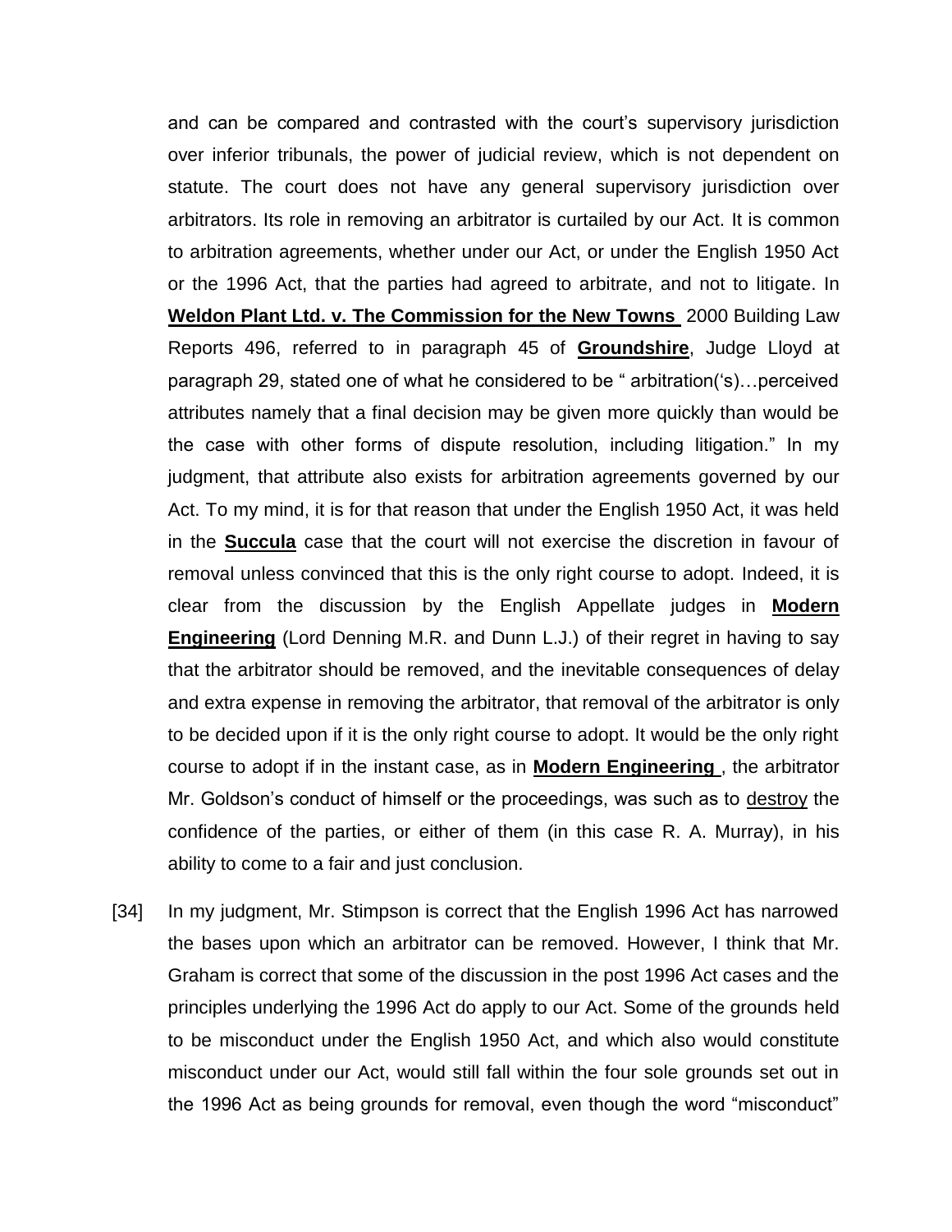and can be compared and contrasted with the court's supervisory jurisdiction over inferior tribunals, the power of judicial review, which is not dependent on statute. The court does not have any general supervisory jurisdiction over arbitrators. Its role in removing an arbitrator is curtailed by our Act. It is common to arbitration agreements, whether under our Act, or under the English 1950 Act or the 1996 Act, that the parties had agreed to arbitrate, and not to litigate. In **Weldon Plant Ltd. v. The Commission for the New Towns** 2000 Building Law Reports 496, referred to in paragraph 45 of **Groundshire**, Judge Lloyd at paragraph 29, stated one of what he considered to be " arbitration('s)…perceived attributes namely that a final decision may be given more quickly than would be the case with other forms of dispute resolution, including litigation." In my judgment, that attribute also exists for arbitration agreements governed by our Act. To my mind, it is for that reason that under the English 1950 Act, it was held in the **Succula** case that the court will not exercise the discretion in favour of removal unless convinced that this is the only right course to adopt. Indeed, it is clear from the discussion by the English Appellate judges in **Modern Engineering** (Lord Denning M.R. and Dunn L.J.) of their regret in having to say that the arbitrator should be removed, and the inevitable consequences of delay and extra expense in removing the arbitrator, that removal of the arbitrator is only to be decided upon if it is the only right course to adopt. It would be the only right course to adopt if in the instant case, as in **Modern Engineering** , the arbitrator Mr. Goldson's conduct of himself or the proceedings, was such as to destroy the confidence of the parties, or either of them (in this case R. A. Murray), in his ability to come to a fair and just conclusion.

[34] In my judgment, Mr. Stimpson is correct that the English 1996 Act has narrowed the bases upon which an arbitrator can be removed. However, I think that Mr. Graham is correct that some of the discussion in the post 1996 Act cases and the principles underlying the 1996 Act do apply to our Act. Some of the grounds held to be misconduct under the English 1950 Act, and which also would constitute misconduct under our Act, would still fall within the four sole grounds set out in the 1996 Act as being grounds for removal, even though the word "misconduct"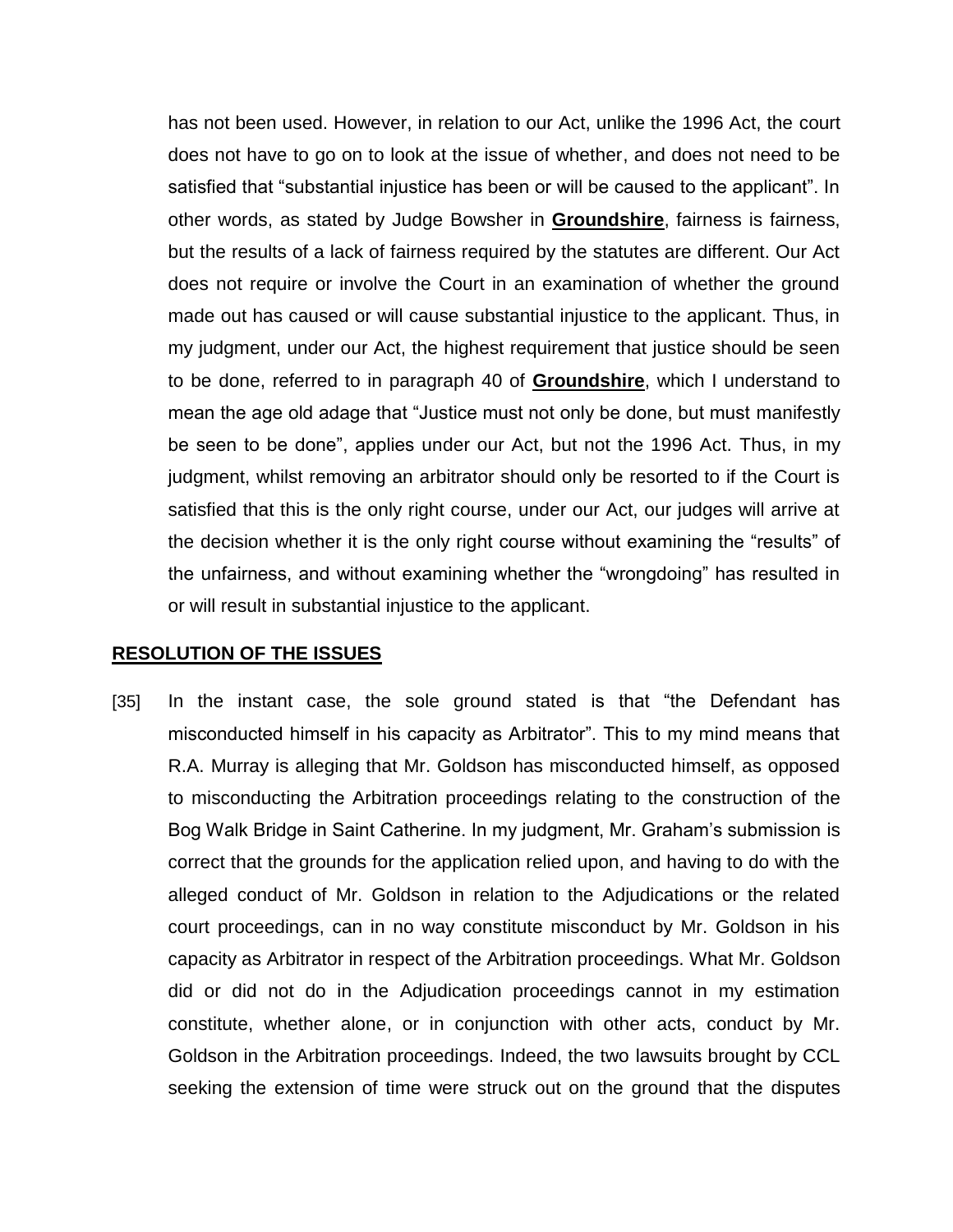has not been used. However, in relation to our Act, unlike the 1996 Act, the court does not have to go on to look at the issue of whether, and does not need to be satisfied that "substantial injustice has been or will be caused to the applicant". In other words, as stated by Judge Bowsher in **Groundshire**, fairness is fairness, but the results of a lack of fairness required by the statutes are different. Our Act does not require or involve the Court in an examination of whether the ground made out has caused or will cause substantial injustice to the applicant. Thus, in my judgment, under our Act, the highest requirement that justice should be seen to be done, referred to in paragraph 40 of **Groundshire**, which I understand to mean the age old adage that "Justice must not only be done, but must manifestly be seen to be done", applies under our Act, but not the 1996 Act. Thus, in my judgment, whilst removing an arbitrator should only be resorted to if the Court is satisfied that this is the only right course, under our Act, our judges will arrive at the decision whether it is the only right course without examining the "results" of the unfairness, and without examining whether the "wrongdoing" has resulted in or will result in substantial injustice to the applicant.

## RESOLUTION OF THE ISSUES

[35] In the instant case, the sole ground stated is that "the Defendant has misconducted himself in his capacity as Arbitrator". This to my mind means that R.A. Murray is alleging that Mr. Goldson has misconducted himself, as opposed to misconducting the Arbitration proceedings relating to the construction of the Bog Walk Bridge in Saint Catherine. In my judgment, Mr. Graham's submission is correct that the grounds for the application relied upon, and having to do with the alleged conduct of Mr. Goldson in relation to the Adjudications or the related court proceedings, can in no way constitute misconduct by Mr. Goldson in his capacity as Arbitrator in respect of the Arbitration proceedings. What Mr. Goldson did or did not do in the Adjudication proceedings cannot in my estimation constitute, whether alone, or in conjunction with other acts, conduct by Mr. Goldson in the Arbitration proceedings. Indeed, the two lawsuits brought by CCL seeking the extension of time were struck out on the ground that the disputes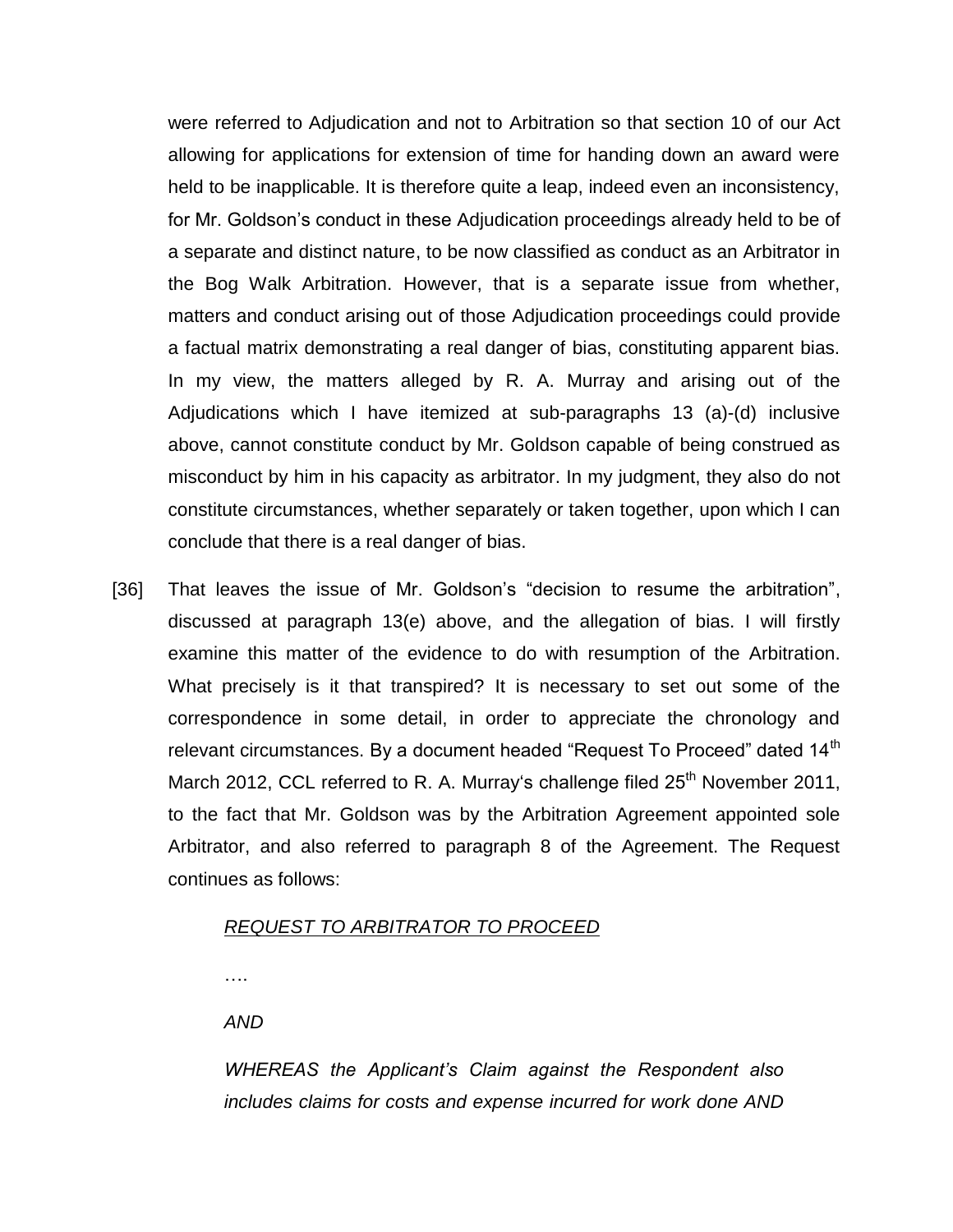were referred to Adjudication and not to Arbitration so that section 10 of our Act allowing for applications for extension of time for handing down an award were held to be inapplicable. It is therefore quite a leap, indeed even an inconsistency, for Mr. Goldson's conduct in these Adjudication proceedings already held to be of a separate and distinct nature, to be now classified as conduct as an Arbitrator in the Bog Walk Arbitration. However, that is a separate issue from whether, matters and conduct arising out of those Adjudication proceedings could provide a factual matrix demonstrating a real danger of bias, constituting apparent bias. In my view, the matters alleged by R. A. Murray and arising out of the Adjudications which I have itemized at sub-paragraphs 13 (a)-(d) inclusive above, cannot constitute conduct by Mr. Goldson capable of being construed as misconduct by him in his capacity as arbitrator. In my judgment, they also do not constitute circumstances, whether separately or taken together, upon which I can conclude that there is a real danger of bias.

[36] That leaves the issue of Mr. Goldson's "decision to resume the arbitration", discussed at paragraph 13(e) above, and the allegation of bias. I will firstly examine this matter of the evidence to do with resumption of the Arbitration. What precisely is it that transpired? It is necessary to set out some of the correspondence in some detail, in order to appreciate the chronology and relevant circumstances. By a document headed "Request To Proceed" dated 14th March 2012, CCL referred to R. A. Murray's challenge filed 25th November 2011, to the fact that Mr. Goldson was by the Arbitration Agreement appointed sole Arbitrator, and also referred to paragraph 8 of the Agreement. The Request continues as follows:

> *<u>REQUEST TO ARBITRATOR TO PROCEED</u>*
>
> ….
>
> *AND*
>
> *WHEREAS the Applicant's Claim against the Respondent also includes claims for costs and expense incurred for work done AND*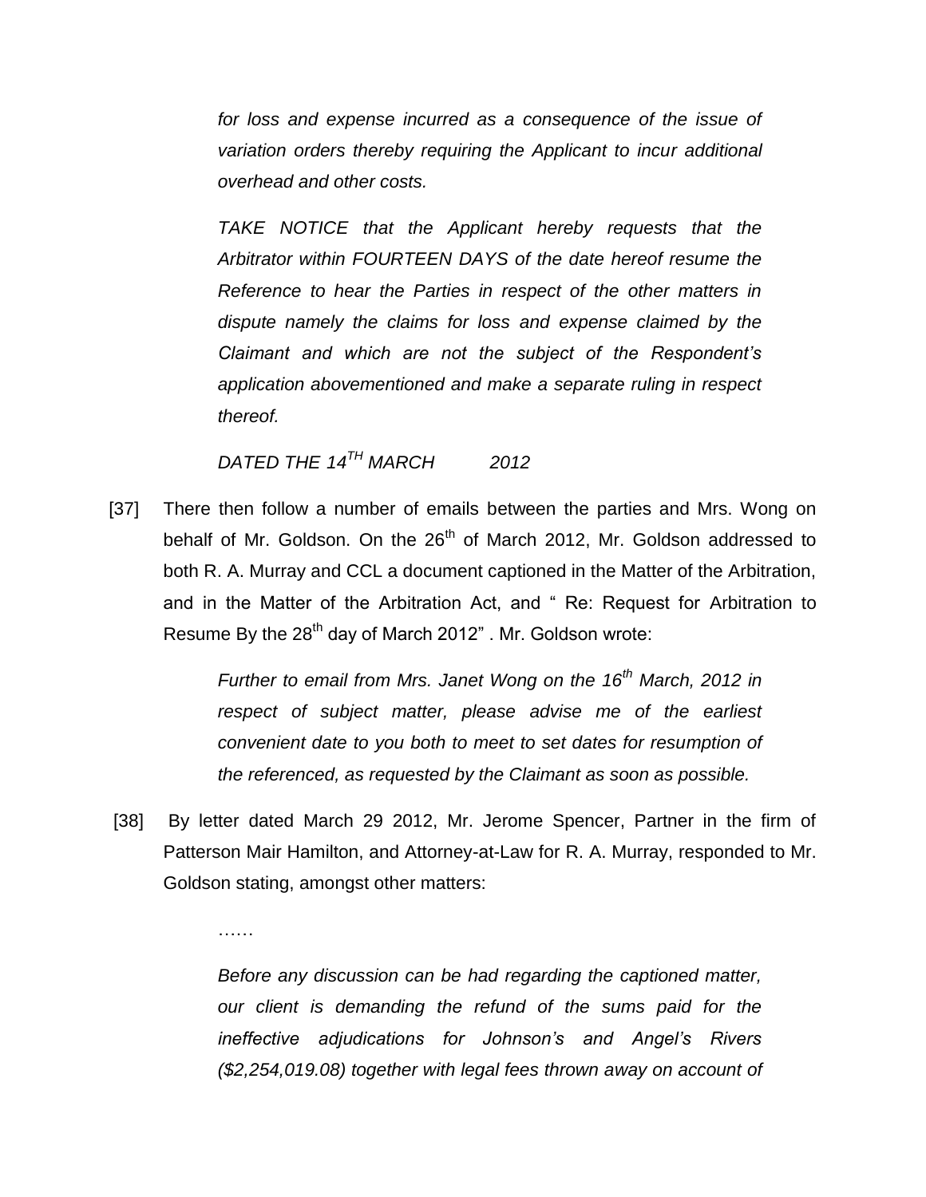*for loss and expense incurred as a consequence of the issue of variation orders thereby requiring the Applicant to incur additional overhead and other costs.*

> *TAKE NOTICE that the Applicant hereby requests that the Arbitrator within FOURTEEN DAYS of the date hereof resume the Reference to hear the Parties in respect of the other matters in dispute namely the claims for loss and expense claimed by the Claimant and which are not the subject of the Respondent's application abovementioned and make a separate ruling in respect thereof.*
>
> *DATED THE 14TH MARCH 2012*

[37] There then follow a number of emails between the parties and Mrs. Wong on behalf of Mr. Goldson. On the 26th of March 2012, Mr. Goldson addressed to both R. A. Murray and CCL a document captioned in the Matter of the Arbitration, and in the Matter of the Arbitration Act, and " Re: Request for Arbitration to Resume By the 28th day of March 2012" . Mr. Goldson wrote:

> *Further to email from Mrs. Janet Wong on the 16th March, 2012 in respect of subject matter, please advise me of the earliest convenient date to you both to meet to set dates for resumption of the referenced, as requested by the Claimant as soon as possible.*

[38] By letter dated March 29 2012, Mr. Jerome Spencer, Partner in the firm of Patterson Mair Hamilton, and Attorney-at-Law for R. A. Murray, responded to Mr. Goldson stating, amongst other matters:

> ……
>
> *Before any discussion can be had regarding the captioned matter, our client is demanding the refund of the sums paid for the ineffective adjudications for Johnson's and Angel's Rivers ($2,254,019.08) together with legal fees thrown away on account of*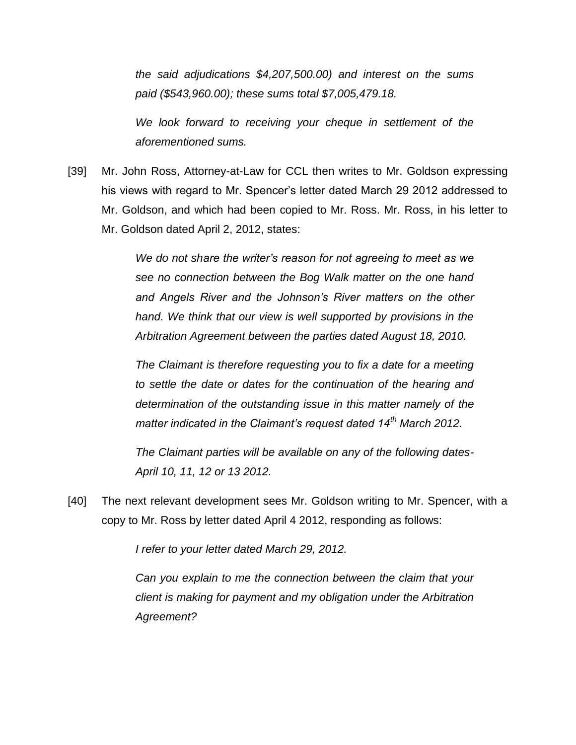*the said adjudications $4,207,500.00) and interest on the sums paid ($543,960.00); these sums total $7,005,479.18.*

*We look forward to receiving your cheque in settlement of the aforementioned sums.*

[39] Mr. John Ross, Attorney-at-Law for CCL then writes to Mr. Goldson expressing his views with regard to Mr. Spencer's letter dated March 29 2012 addressed to Mr. Goldson, and which had been copied to Mr. Ross. Mr. Ross, in his letter to Mr. Goldson dated April 2, 2012, states:

> *We do not share the writer's reason for not agreeing to meet as we see no connection between the Bog Walk matter on the one hand and Angels River and the Johnson's River matters on the other hand. We think that our view is well supported by provisions in the Arbitration Agreement between the parties dated August 18, 2010.*
>
> *The Claimant is therefore requesting you to fix a date for a meeting to settle the date or dates for the continuation of the hearing and determination of the outstanding issue in this matter namely of the matter indicated in the Claimant's request dated 14th March 2012.*
>
> *The Claimant parties will be available on any of the following dates- April 10, 11, 12 or 13 2012.*

[40] The next relevant development sees Mr. Goldson writing to Mr. Spencer, with a copy to Mr. Ross by letter dated April 4 2012, responding as follows:

> *I refer to your letter dated March 29, 2012.*
>
> *Can you explain to me the connection between the claim that your client is making for payment and my obligation under the Arbitration Agreement?*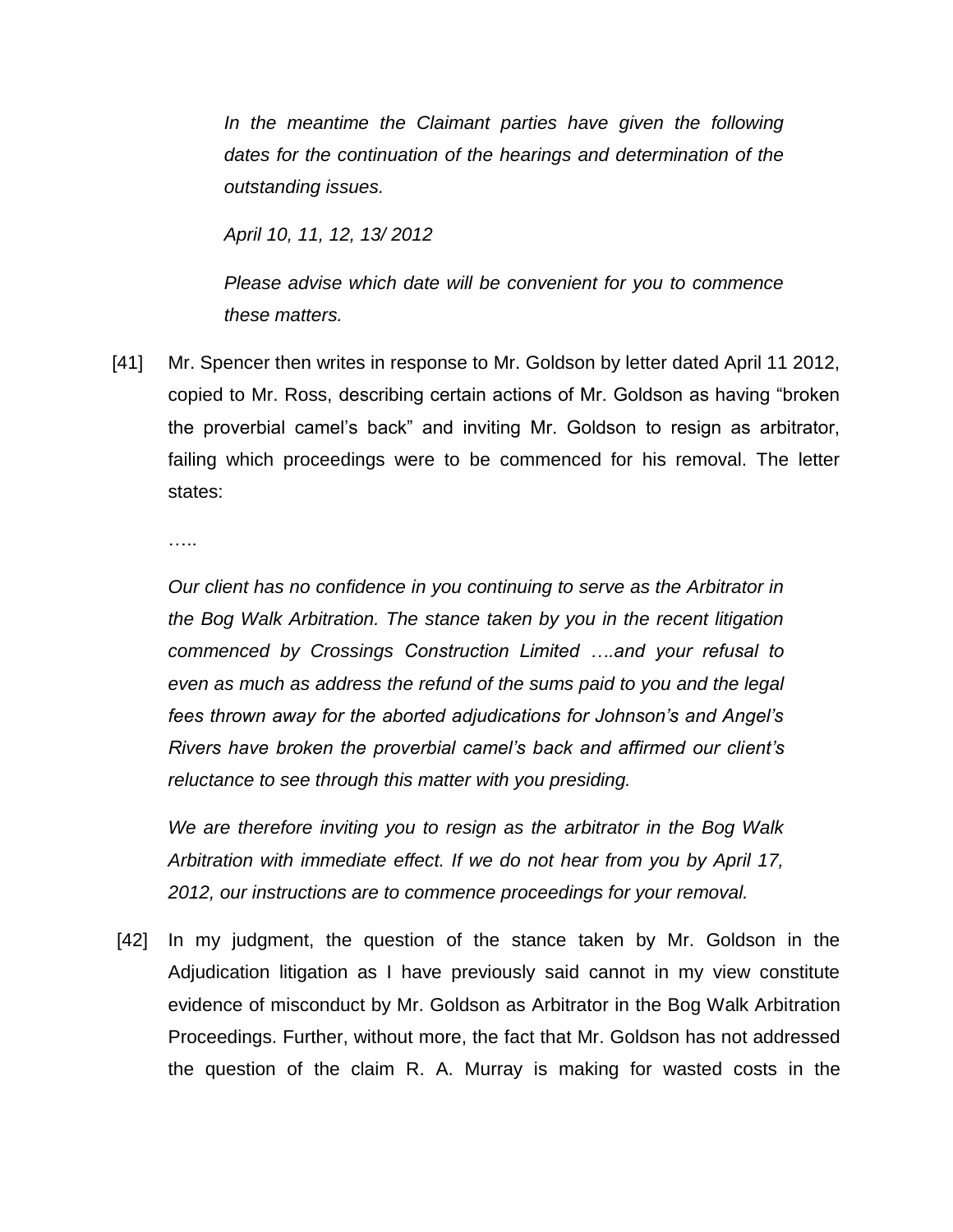*In the meantime the Claimant parties have given the following dates for the continuation of the hearings and determination of the outstanding issues.*

*April 10, 11, 12, 13/ 2012*

*Please advise which date will be convenient for you to commence these matters.*

[41] Mr. Spencer then writes in response to Mr. Goldson by letter dated April 11 2012, copied to Mr. Ross, describing certain actions of Mr. Goldson as having "broken the proverbial camel's back" and inviting Mr. Goldson to resign as arbitrator, failing which proceedings were to be commenced for his removal. The letter states:

…..

*Our client has no confidence in you continuing to serve as the Arbitrator in the Bog Walk Arbitration. The stance taken by you in the recent litigation commenced by Crossings Construction Limited ….and your refusal to even as much as address the refund of the sums paid to you and the legal fees thrown away for the aborted adjudications for Johnson's and Angel's Rivers have broken the proverbial camel's back and affirmed our client's reluctance to see through this matter with you presiding.*

*We are therefore inviting you to resign as the arbitrator in the Bog Walk Arbitration with immediate effect. If we do not hear from you by April 17, 2012, our instructions are to commence proceedings for your removal.*

[42] In my judgment, the question of the stance taken by Mr. Goldson in the Adjudication litigation as I have previously said cannot in my view constitute evidence of misconduct by Mr. Goldson as Arbitrator in the Bog Walk Arbitration Proceedings. Further, without more, the fact that Mr. Goldson has not addressed the question of the claim R. A. Murray is making for wasted costs in the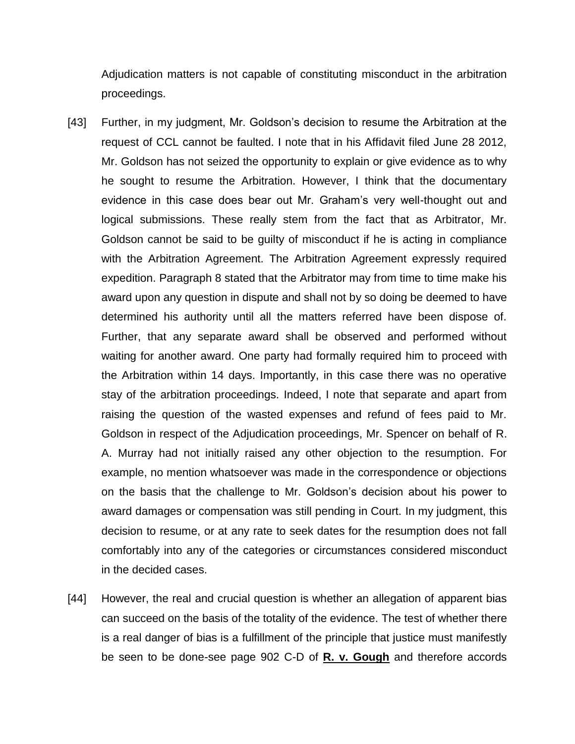Adjudication matters is not capable of constituting misconduct in the arbitration proceedings.

[43] Further, in my judgment, Mr. Goldson's decision to resume the Arbitration at the request of CCL cannot be faulted. I note that in his Affidavit filed June 28 2012, Mr. Goldson has not seized the opportunity to explain or give evidence as to why he sought to resume the Arbitration. However, I think that the documentary evidence in this case does bear out Mr. Graham's very well-thought out and logical submissions. These really stem from the fact that as Arbitrator, Mr. Goldson cannot be said to be guilty of misconduct if he is acting in compliance with the Arbitration Agreement. The Arbitration Agreement expressly required expedition. Paragraph 8 stated that the Arbitrator may from time to time make his award upon any question in dispute and shall not by so doing be deemed to have determined his authority until all the matters referred have been dispose of. Further, that any separate award shall be observed and performed without waiting for another award. One party had formally required him to proceed with the Arbitration within 14 days. Importantly, in this case there was no operative stay of the arbitration proceedings. Indeed, I note that separate and apart from raising the question of the wasted expenses and refund of fees paid to Mr. Goldson in respect of the Adjudication proceedings, Mr. Spencer on behalf of R. A. Murray had not initially raised any other objection to the resumption. For example, no mention whatsoever was made in the correspondence or objections on the basis that the challenge to Mr. Goldson's decision about his power to award damages or compensation was still pending in Court. In my judgment, this decision to resume, or at any rate to seek dates for the resumption does not fall comfortably into any of the categories or circumstances considered misconduct in the decided cases.

[44] However, the real and crucial question is whether an allegation of apparent bias can succeed on the basis of the totality of the evidence. The test of whether there is a real danger of bias is a fulfillment of the principle that justice must manifestly be seen to be done-see page 902 C-D of **R. v. Gough** and therefore accords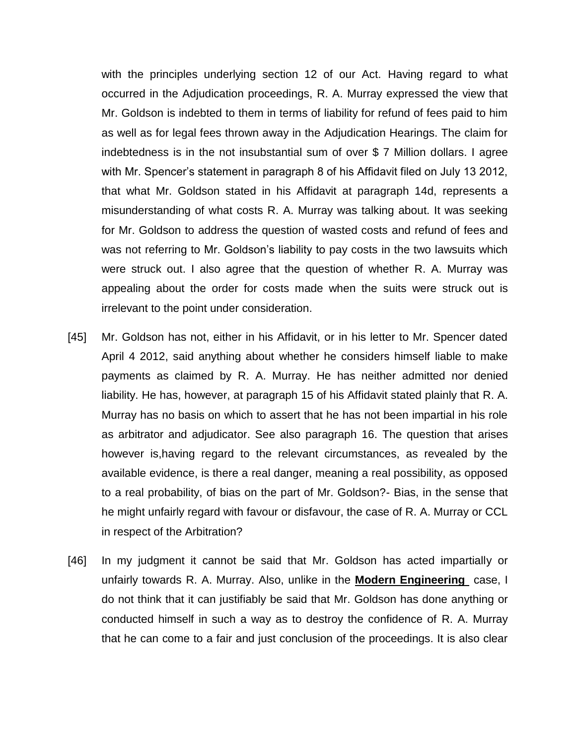with the principles underlying section 12 of our Act. Having regard to what occurred in the Adjudication proceedings, R. A. Murray expressed the view that Mr. Goldson is indebted to them in terms of liability for refund of fees paid to him as well as for legal fees thrown away in the Adjudication Hearings. The claim for indebtedness is in the not insubstantial sum of over $ 7 Million dollars. I agree with Mr. Spencer's statement in paragraph 8 of his Affidavit filed on July 13 2012, that what Mr. Goldson stated in his Affidavit at paragraph 14d, represents a misunderstanding of what costs R. A. Murray was talking about. It was seeking for Mr. Goldson to address the question of wasted costs and refund of fees and was not referring to Mr. Goldson's liability to pay costs in the two lawsuits which were struck out. I also agree that the question of whether R. A. Murray was appealing about the order for costs made when the suits were struck out is irrelevant to the point under consideration.

[45] Mr. Goldson has not, either in his Affidavit, or in his letter to Mr. Spencer dated April 4 2012, said anything about whether he considers himself liable to make payments as claimed by R. A. Murray. He has neither admitted nor denied liability. He has, however, at paragraph 15 of his Affidavit stated plainly that R. A. Murray has no basis on which to assert that he has not been impartial in his role as arbitrator and adjudicator. See also paragraph 16. The question that arises however is,having regard to the relevant circumstances, as revealed by the available evidence, is there a real danger, meaning a real possibility, as opposed to a real probability, of bias on the part of Mr. Goldson?- Bias, in the sense that he might unfairly regard with favour or disfavour, the case of R. A. Murray or CCL in respect of the Arbitration?

[46] In my judgment it cannot be said that Mr. Goldson has acted impartially or unfairly towards R. A. Murray. Also, unlike in the **Modern Engineering** case, I do not think that it can justifiably be said that Mr. Goldson has done anything or conducted himself in such a way as to destroy the confidence of R. A. Murray that he can come to a fair and just conclusion of the proceedings. It is also clear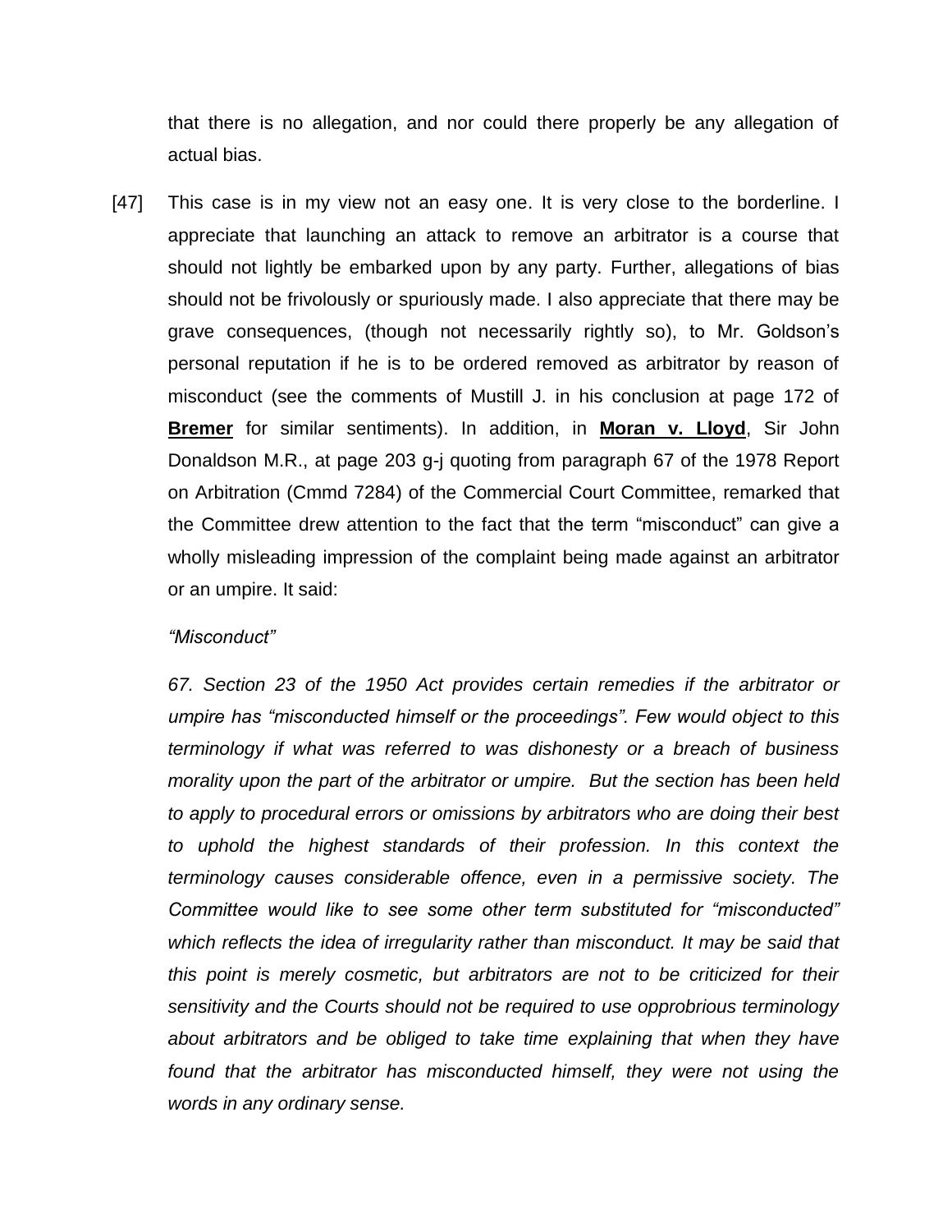that there is no allegation, and nor could there properly be any allegation of actual bias.

[47] This case is in my view not an easy one. It is very close to the borderline. I appreciate that launching an attack to remove an arbitrator is a course that should not lightly be embarked upon by any party. Further, allegations of bias should not be frivolously or spuriously made. I also appreciate that there may be grave consequences, (though not necessarily rightly so), to Mr. Goldson's personal reputation if he is to be ordered removed as arbitrator by reason of misconduct (see the comments of Mustill J. in his conclusion at page 172 of **Bremer** for similar sentiments). In addition, in **Moran v. Lloyd**, Sir John Donaldson M.R., at page 203 g-j quoting from paragraph 67 of the 1978 Report on Arbitration (Cmmd 7284) of the Commercial Court Committee, remarked that the Committee drew attention to the fact that the term "misconduct" can give a wholly misleading impression of the complaint being made against an arbitrator or an umpire. It said:

*"Misconduct"*

*67. Section 23 of the 1950 Act provides certain remedies if the arbitrator or umpire has "misconducted himself or the proceedings". Few would object to this terminology if what was referred to was dishonesty or a breach of business morality upon the part of the arbitrator or umpire. But the section has been held to apply to procedural errors or omissions by arbitrators who are doing their best to uphold the highest standards of their profession. In this context the terminology causes considerable offence, even in a permissive society. The Committee would like to see some other term substituted for "misconducted" which reflects the idea of irregularity rather than misconduct. It may be said that this point is merely cosmetic, but arbitrators are not to be criticized for their sensitivity and the Courts should not be required to use opprobrious terminology about arbitrators and be obliged to take time explaining that when they have found that the arbitrator has misconducted himself, they were not using the words in any ordinary sense.*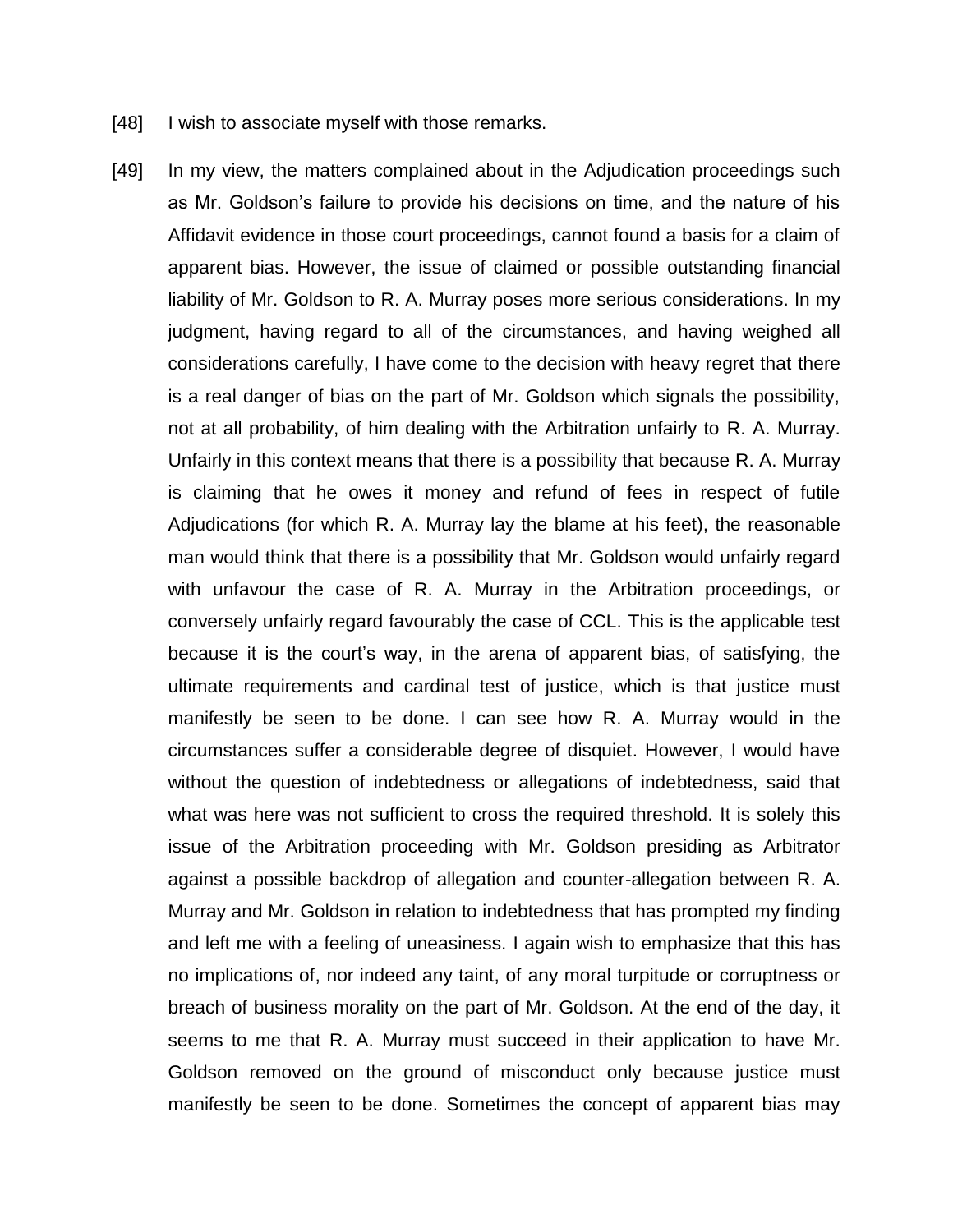[48] I wish to associate myself with those remarks.

[49] In my view, the matters complained about in the Adjudication proceedings such as Mr. Goldson's failure to provide his decisions on time, and the nature of his Affidavit evidence in those court proceedings, cannot found a basis for a claim of apparent bias. However, the issue of claimed or possible outstanding financial liability of Mr. Goldson to R. A. Murray poses more serious considerations. In my judgment, having regard to all of the circumstances, and having weighed all considerations carefully, I have come to the decision with heavy regret that there is a real danger of bias on the part of Mr. Goldson which signals the possibility, not at all probability, of him dealing with the Arbitration unfairly to R. A. Murray. Unfairly in this context means that there is a possibility that because R. A. Murray is claiming that he owes it money and refund of fees in respect of futile Adjudications (for which R. A. Murray lay the blame at his feet), the reasonable man would think that there is a possibility that Mr. Goldson would unfairly regard with unfavour the case of R. A. Murray in the Arbitration proceedings, or conversely unfairly regard favourably the case of CCL. This is the applicable test because it is the court's way, in the arena of apparent bias, of satisfying, the ultimate requirements and cardinal test of justice, which is that justice must manifestly be seen to be done. I can see how R. A. Murray would in the circumstances suffer a considerable degree of disquiet. However, I would have without the question of indebtedness or allegations of indebtedness, said that what was here was not sufficient to cross the required threshold. It is solely this issue of the Arbitration proceeding with Mr. Goldson presiding as Arbitrator against a possible backdrop of allegation and counter-allegation between R. A. Murray and Mr. Goldson in relation to indebtedness that has prompted my finding and left me with a feeling of uneasiness. I again wish to emphasize that this has no implications of, nor indeed any taint, of any moral turpitude or corruptness or breach of business morality on the part of Mr. Goldson. At the end of the day, it seems to me that R. A. Murray must succeed in their application to have Mr. Goldson removed on the ground of misconduct only because justice must manifestly be seen to be done. Sometimes the concept of apparent bias may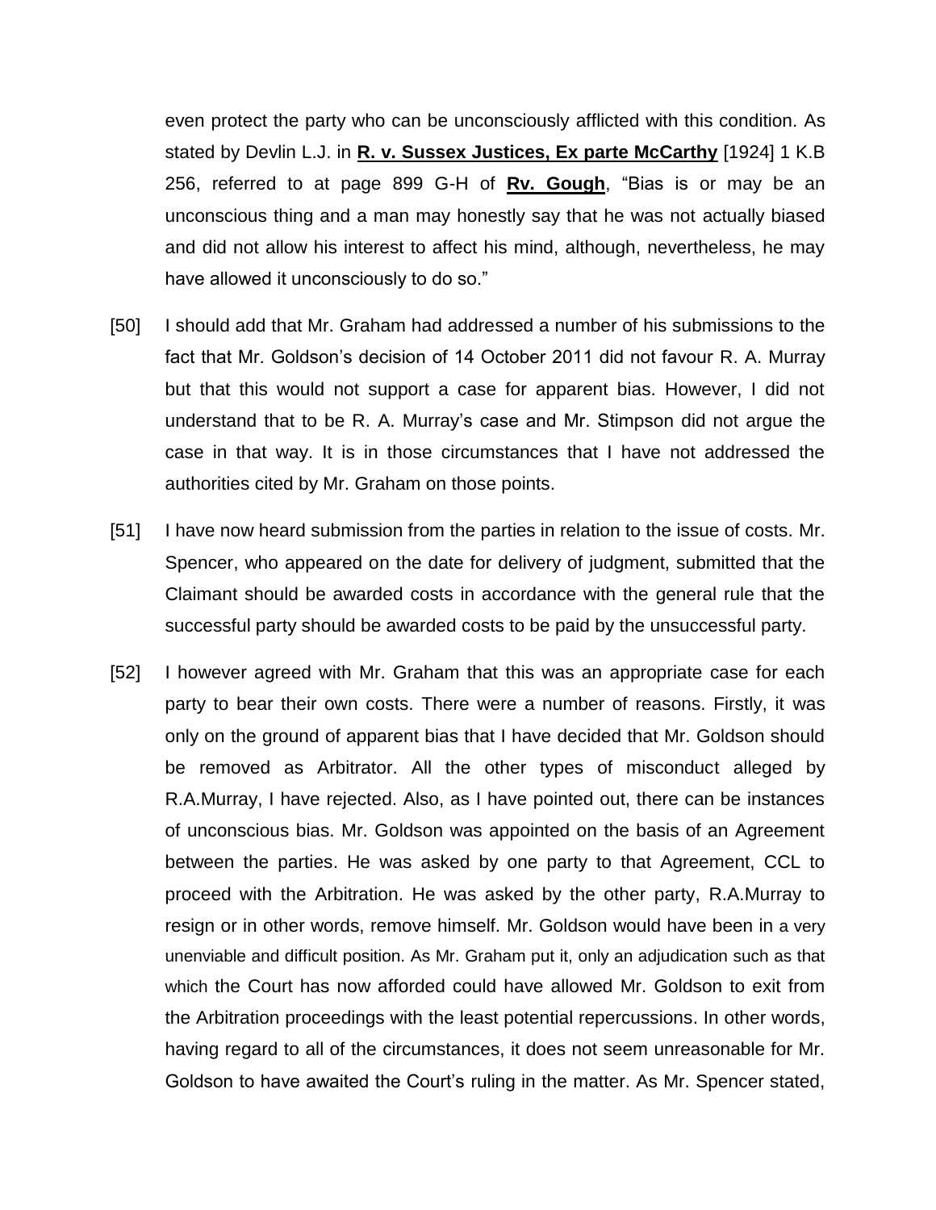even protect the party who can be unconsciously afflicted with this condition. As stated by Devlin L.J. in **R. v. Sussex Justices, Ex parte McCarthy** [1924] 1 K.B 256, referred to at page 899 G-H of **Rv. Gough**, "Bias is or may be an unconscious thing and a man may honestly say that he was not actually biased and did not allow his interest to affect his mind, although, nevertheless, he may have allowed it unconsciously to do so."

[50] I should add that Mr. Graham had addressed a number of his submissions to the fact that Mr. Goldson's decision of 14 October 2011 did not favour R. A. Murray but that this would not support a case for apparent bias. However, I did not understand that to be R. A. Murray's case and Mr. Stimpson did not argue the case in that way. It is in those circumstances that I have not addressed the authorities cited by Mr. Graham on those points.

[51] I have now heard submission from the parties in relation to the issue of costs. Mr. Spencer, who appeared on the date for delivery of judgment, submitted that the Claimant should be awarded costs in accordance with the general rule that the successful party should be awarded costs to be paid by the unsuccessful party.

[52] I however agreed with Mr. Graham that this was an appropriate case for each party to bear their own costs. There were a number of reasons. Firstly, it was only on the ground of apparent bias that I have decided that Mr. Goldson should be removed as Arbitrator. All the other types of misconduct alleged by R.A.Murray, I have rejected. Also, as I have pointed out, there can be instances of unconscious bias. Mr. Goldson was appointed on the basis of an Agreement between the parties. He was asked by one party to that Agreement, CCL to proceed with the Arbitration. He was asked by the other party, R.A.Murray to resign or in other words, remove himself. Mr. Goldson would have been in a very unenviable and difficult position. As Mr. Graham put it, only an adjudication such as that which the Court has now afforded could have allowed Mr. Goldson to exit from the Arbitration proceedings with the least potential repercussions. In other words, having regard to all of the circumstances, it does not seem unreasonable for Mr. Goldson to have awaited the Court's ruling in the matter. As Mr. Spencer stated,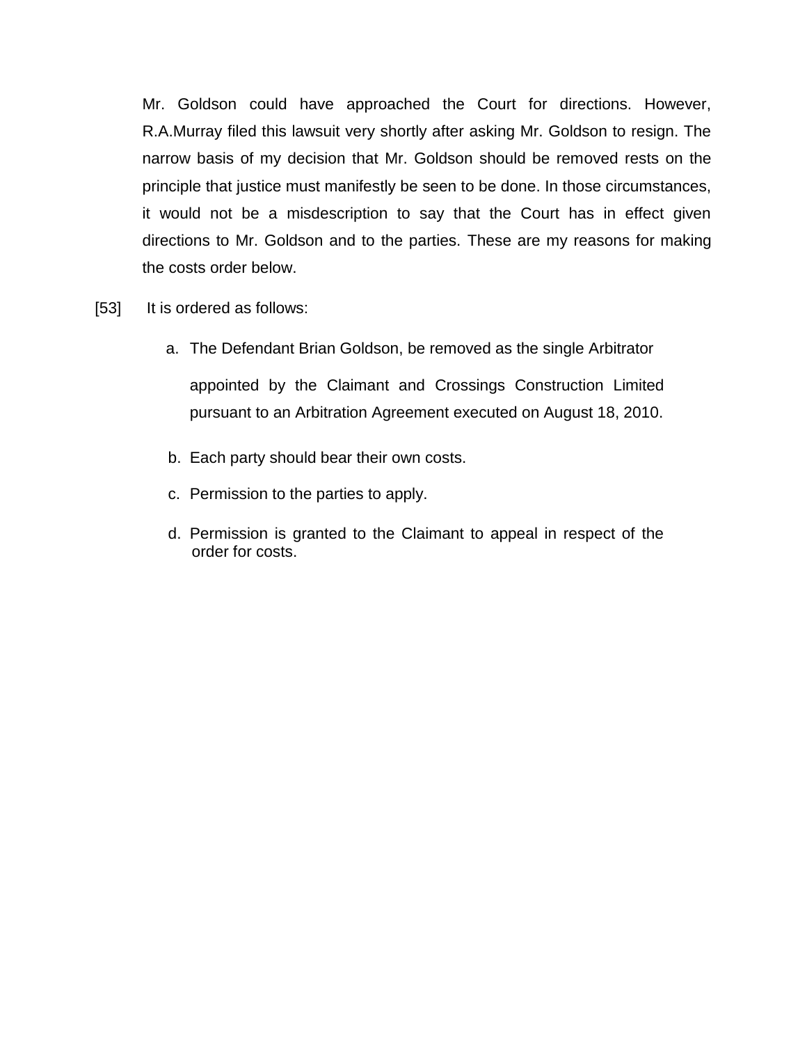Mr. Goldson could have approached the Court for directions. However, R.A.Murray filed this lawsuit very shortly after asking Mr. Goldson to resign. The narrow basis of my decision that Mr. Goldson should be removed rests on the principle that justice must manifestly be seen to be done. In those circumstances, it would not be a misdescription to say that the Court has in effect given directions to Mr. Goldson and to the parties. These are my reasons for making the costs order below.

[53] It is ordered as follows:

a. The Defendant Brian Goldson, be removed as the single Arbitrator appointed by the Claimant and Crossings Construction Limited pursuant to an Arbitration Agreement executed on August 18, 2010.

b. Each party should bear their own costs.

c. Permission to the parties to apply.

d. Permission is granted to the Claimant to appeal in respect of the order for costs.